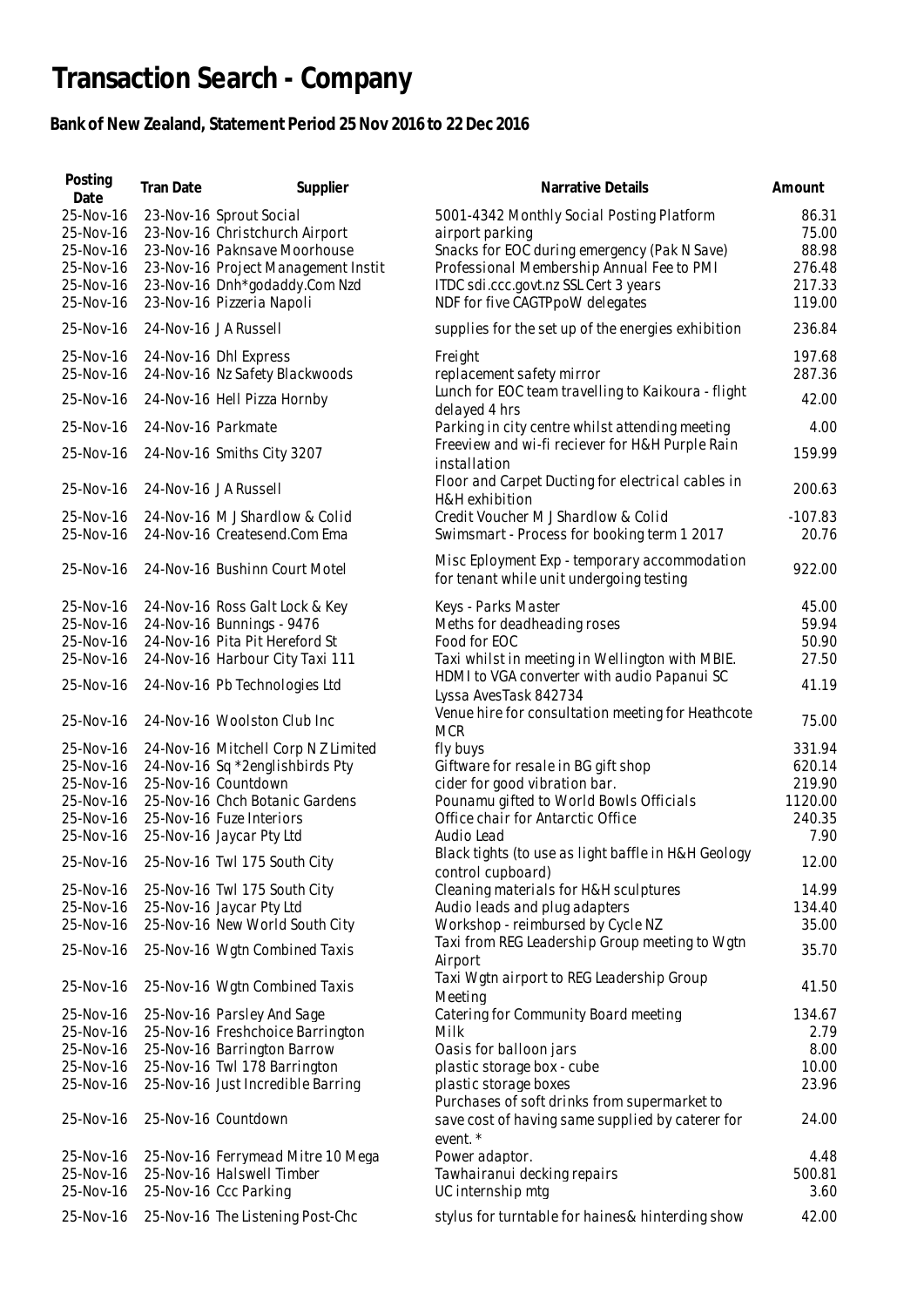# Transaction Search - Company

## Bank of New Zealand, Statement Period 25 Nov 2016 to 22 Dec 2016

| Posting Date | Tran Date | Supplier | Narrative Details | Amount |
|---|---|---|---|---|
| 25-Nov-16 | 23-Nov-16 | Sprout Social | 5001-4342 Monthly Social Posting Platform | 86.31 |
| 25-Nov-16 | 23-Nov-16 | Christchurch Airport | airport parking | 75.00 |
| 25-Nov-16 | 23-Nov-16 | Paknsave Moorhouse | Snacks for EOC during emergency (Pak N Save) | 88.98 |
| 25-Nov-16 | 23-Nov-16 | Project Management Instit | Professional Membership Annual Fee to PMI | 276.48 |
| 25-Nov-16 | 23-Nov-16 | Dnh*godaddy.Com Nzd | ITDC sdi.ccc.govt.nz SSL Cert 3 years | 217.33 |
| 25-Nov-16 | 23-Nov-16 | Pizzeria Napoli | NDF for five CAGTPpoW delegates | 119.00 |
| 25-Nov-16 | 24-Nov-16 | J A Russell | supplies for the set up of the energies exhibition | 236.84 |
| 25-Nov-16 | 24-Nov-16 | Dhl Express | Freight | 197.68 |
| 25-Nov-16 | 24-Nov-16 | Nz Safety Blackwoods | replacement safety mirror | 287.36 |
| 25-Nov-16 | 24-Nov-16 | Hell Pizza Hornby | Lunch for EOC team travelling to Kaikoura - flight delayed 4 hrs | 42.00 |
| 25-Nov-16 | 24-Nov-16 | Parkmate | Parking in city centre whilst attending meeting | 4.00 |
| 25-Nov-16 | 24-Nov-16 | Smiths City 3207 | Freeview and wi-fi reciever for H&H Purple Rain installation | 159.99 |
| 25-Nov-16 | 24-Nov-16 | J A Russell | Floor and Carpet Ducting for electrical cables in H&H exhibition | 200.63 |
| 25-Nov-16 | 24-Nov-16 | M J Shardlow & Colid | Credit Voucher M J Shardlow & Colid | -107.83 |
| 25-Nov-16 | 24-Nov-16 | Createsend.Com Ema | Swimsmart - Process for booking term 1 2017 | 20.76 |
| 25-Nov-16 | 24-Nov-16 | Bushinn Court Motel | Misc Eployment Exp - temporary accommodation for tenant while unit undergoing testing | 922.00 |
| 25-Nov-16 | 24-Nov-16 | Ross Galt Lock & Key | Keys - Parks Master | 45.00 |
| 25-Nov-16 | 24-Nov-16 | Bunnings - 9476 | Meths for deadheading roses | 59.94 |
| 25-Nov-16 | 24-Nov-16 | Pita Pit Hereford St | Food for EOC | 50.90 |
| 25-Nov-16 | 24-Nov-16 | Harbour City Taxi 111 | Taxi whilst in meeting in Wellington with MBIE. | 27.50 |
| 25-Nov-16 | 24-Nov-16 | Pb Technologies Ltd | HDMI to VGA converter with audio Papanui SC Lyssa AvesTask 842734 | 41.19 |
| 25-Nov-16 | 24-Nov-16 | Woolston Club Inc | Venue hire for consultation meeting for Heathcote MCR | 75.00 |
| 25-Nov-16 | 24-Nov-16 | Mitchell Corp N Z Limited | fly buys | 331.94 |
| 25-Nov-16 | 24-Nov-16 | Sq *2englishbirds Pty | Giftware for resale in BG gift shop | 620.14 |
| 25-Nov-16 | 25-Nov-16 | Countdown | cider for good vibration bar. | 219.90 |
| 25-Nov-16 | 25-Nov-16 | Chch Botanic Gardens | Pounamu gifted to World Bowls Officials | 1120.00 |
| 25-Nov-16 | 25-Nov-16 | Fuze Interiors | Office chair for Antarctic Office | 240.35 |
| 25-Nov-16 | 25-Nov-16 | Jaycar Pty Ltd | Audio Lead | 7.90 |
| 25-Nov-16 | 25-Nov-16 | Twl 175 South City | Black tights (to use as light baffle in H&H Geology control cupboard) | 12.00 |
| 25-Nov-16 | 25-Nov-16 | Twl 175 South City | Cleaning materials for H&H sculptures | 14.99 |
| 25-Nov-16 | 25-Nov-16 | Jaycar Pty Ltd | Audio leads and plug adapters | 134.40 |
| 25-Nov-16 | 25-Nov-16 | New World South City | Workshop - reimbursed by Cycle NZ | 35.00 |
| 25-Nov-16 | 25-Nov-16 | Wgtn Combined Taxis | Taxi from REG Leadership Group meeting to Wgtn Airport | 35.70 |
| 25-Nov-16 | 25-Nov-16 | Wgtn Combined Taxis | Taxi Wgtn airport to REG Leadership Group Meeting | 41.50 |
| 25-Nov-16 | 25-Nov-16 | Parsley And Sage | Catering for Community Board meeting | 134.67 |
| 25-Nov-16 | 25-Nov-16 | Freshchoice Barrington | Milk | 2.79 |
| 25-Nov-16 | 25-Nov-16 | Barrington Barrow | Oasis for balloon jars | 8.00 |
| 25-Nov-16 | 25-Nov-16 | Twl 178 Barrington | plastic storage box - cube | 10.00 |
| 25-Nov-16 | 25-Nov-16 | Just Incredible Barring | plastic storage boxes | 23.96 |
| 25-Nov-16 | 25-Nov-16 | Countdown | Purchases of soft drinks from supermarket to save cost of having same supplied by caterer for event. * | 24.00 |
| 25-Nov-16 | 25-Nov-16 | Ferrymead Mitre 10 Mega | Power adaptor. | 4.48 |
| 25-Nov-16 | 25-Nov-16 | Halswell Timber | Tawhairanui decking repairs | 500.81 |
| 25-Nov-16 | 25-Nov-16 | Ccc Parking | UC internship mtg | 3.60 |
| 25-Nov-16 | 25-Nov-16 | The Listening Post-Chc | stylus for turntable for haines& hinterding show | 42.00 |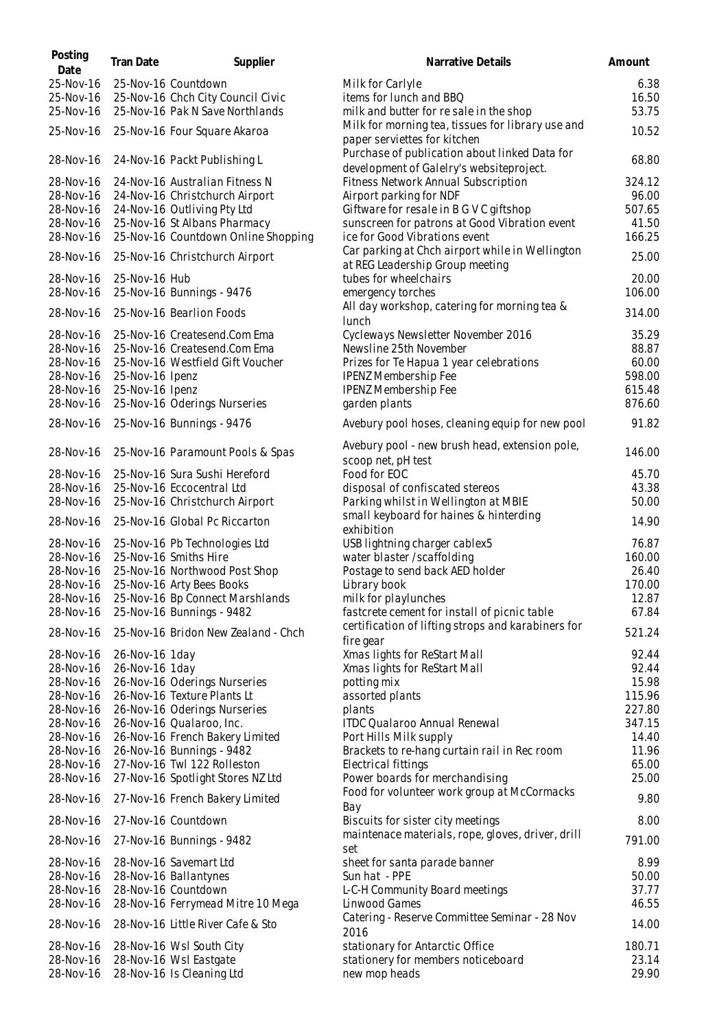| Posting Date | Tran Date | Supplier | Narrative Details | Amount |
|---|---|---|---|---|
| 25-Nov-16 | 25-Nov-16 | Countdown | Milk for Carlyle | 6.38 |
| 25-Nov-16 | 25-Nov-16 | Chch City Council Civic | items for lunch and BBQ | 16.50 |
| 25-Nov-16 | 25-Nov-16 | Pak N Save Northlands | milk and butter for re sale in the shop | 53.75 |
| 25-Nov-16 | 25-Nov-16 | Four Square Akaroa | Milk for morning tea, tissues for library use and paper serviettes for kitchen | 10.52 |
| 28-Nov-16 | 24-Nov-16 | Packt Publishing L | Purchase of publication about linked Data for development of Galelry's websiteproject. | 68.80 |
| 28-Nov-16 | 24-Nov-16 | Australian Fitness N | Fitness Network Annual Subscription | 324.12 |
| 28-Nov-16 | 24-Nov-16 | Christchurch Airport | Airport parking for NDF | 96.00 |
| 28-Nov-16 | 24-Nov-16 | Outliving Pty Ltd | Giftware for resale in B G V C giftshop | 507.65 |
| 28-Nov-16 | 25-Nov-16 | St Albans Pharmacy | sunscreen for patrons at Good Vibration event | 41.50 |
| 28-Nov-16 | 25-Nov-16 | Countdown Online Shopping | ice for Good Vibrations event | 166.25 |
| 28-Nov-16 | 25-Nov-16 | Christchurch Airport | Car parking at Chch airport while in Wellington at REG Leadership Group meeting | 25.00 |
| 28-Nov-16 | 25-Nov-16 | Hub | tubes for wheelchairs | 20.00 |
| 28-Nov-16 | 25-Nov-16 | Bunnings - 9476 | emergency torches | 106.00 |
| 28-Nov-16 | 25-Nov-16 | Bearlion Foods | All day workshop, catering for morning tea & lunch | 314.00 |
| 28-Nov-16 | 25-Nov-16 | Createsend.Com Ema | Cycleways Newsletter November 2016 | 35.29 |
| 28-Nov-16 | 25-Nov-16 | Createsend.Com Ema | Newsline 25th November | 88.87 |
| 28-Nov-16 | 25-Nov-16 | Westfield Gift Voucher | Prizes for Te Hapua 1 year celebrations | 60.00 |
| 28-Nov-16 | 25-Nov-16 | Ipenz | IPENZ Membership Fee | 598.00 |
| 28-Nov-16 | 25-Nov-16 | Ipenz | IPENZ Membership Fee | 615.48 |
| 28-Nov-16 | 25-Nov-16 | Oderings Nurseries | garden plants | 876.60 |
| 28-Nov-16 | 25-Nov-16 | Bunnings - 9476 | Avebury pool hoses, cleaning equip for new pool | 91.82 |
| 28-Nov-16 | 25-Nov-16 | Paramount Pools & Spas | Avebury pool - new brush head, extension pole, scoop net, pH test | 146.00 |
| 28-Nov-16 | 25-Nov-16 | Sura Sushi Hereford | Food for EOC | 45.70 |
| 28-Nov-16 | 25-Nov-16 | Eccocentral Ltd | disposal of confiscated stereos | 43.38 |
| 28-Nov-16 | 25-Nov-16 | Christchurch Airport | Parking whilst in Wellington at MBIE | 50.00 |
| 28-Nov-16 | 25-Nov-16 | Global Pc Riccarton | small keyboard for haines & hinterding exhibition | 14.90 |
| 28-Nov-16 | 25-Nov-16 | Pb Technologies Ltd | USB lightning charger cablex5 | 76.87 |
| 28-Nov-16 | 25-Nov-16 | Smiths Hire | water blaster /scaffolding | 160.00 |
| 28-Nov-16 | 25-Nov-16 | Northwood Post Shop | Postage to send back AED holder | 26.40 |
| 28-Nov-16 | 25-Nov-16 | Arty Bees Books | Library book | 170.00 |
| 28-Nov-16 | 25-Nov-16 | Bp Connect Marshlands | milk for playlunches | 12.87 |
| 28-Nov-16 | 25-Nov-16 | Bunnings - 9482 | fastcrete cement for install of picnic table | 67.84 |
| 28-Nov-16 | 25-Nov-16 | Bridon New Zealand - Chch | certification of lifting strops and karabiners for fire gear | 521.24 |
| 28-Nov-16 | 26-Nov-16 | 1day | Xmas lights for ReStart Mall | 92.44 |
| 28-Nov-16 | 26-Nov-16 | 1day | Xmas lights for ReStart Mall | 92.44 |
| 28-Nov-16 | 26-Nov-16 | Oderings Nurseries | potting mix | 15.98 |
| 28-Nov-16 | 26-Nov-16 | Texture Plants Lt | assorted plants | 115.96 |
| 28-Nov-16 | 26-Nov-16 | Oderings Nurseries | plants | 227.80 |
| 28-Nov-16 | 26-Nov-16 | Qualaroo, Inc. | ITDC Qualaroo Annual Renewal | 347.15 |
| 28-Nov-16 | 26-Nov-16 | French Bakery Limited | Port Hills Milk supply | 14.40 |
| 28-Nov-16 | 26-Nov-16 | Bunnings - 9482 | Brackets to re-hang curtain rail in Rec room | 11.96 |
| 28-Nov-16 | 27-Nov-16 | Twl 122 Rolleston | Electrical fittings | 65.00 |
| 28-Nov-16 | 27-Nov-16 | Spotlight Stores NZ Ltd | Power boards for merchandising | 25.00 |
| 28-Nov-16 | 27-Nov-16 | French Bakery Limited | Food for volunteer work group at McCormacks Bay | 9.80 |
| 28-Nov-16 | 27-Nov-16 | Countdown | Biscuits for sister city meetings | 8.00 |
| 28-Nov-16 | 27-Nov-16 | Bunnings - 9482 | maintenace materials, rope, gloves, driver, drill set | 791.00 |
| 28-Nov-16 | 28-Nov-16 | Savemart Ltd | sheet for santa parade banner | 8.99 |
| 28-Nov-16 | 28-Nov-16 | Ballantynes | Sun hat - PPE | 50.00 |
| 28-Nov-16 | 28-Nov-16 | Countdown | L-C-H Community Board meetings | 37.77 |
| 28-Nov-16 | 28-Nov-16 | Ferrymead Mitre 10 Mega | Linwood Games | 46.55 |
| 28-Nov-16 | 28-Nov-16 | Little River Cafe & Sto | Catering - Reserve Committee Seminar - 28 Nov 2016 | 14.00 |
| 28-Nov-16 | 28-Nov-16 | Wsl South City | stationary for Antarctic Office | 180.71 |
| 28-Nov-16 | 28-Nov-16 | Wsl Eastgate | stationery for members noticeboard | 23.14 |
| 28-Nov-16 | 28-Nov-16 | Is Cleaning Ltd | new mop heads | 29.90 |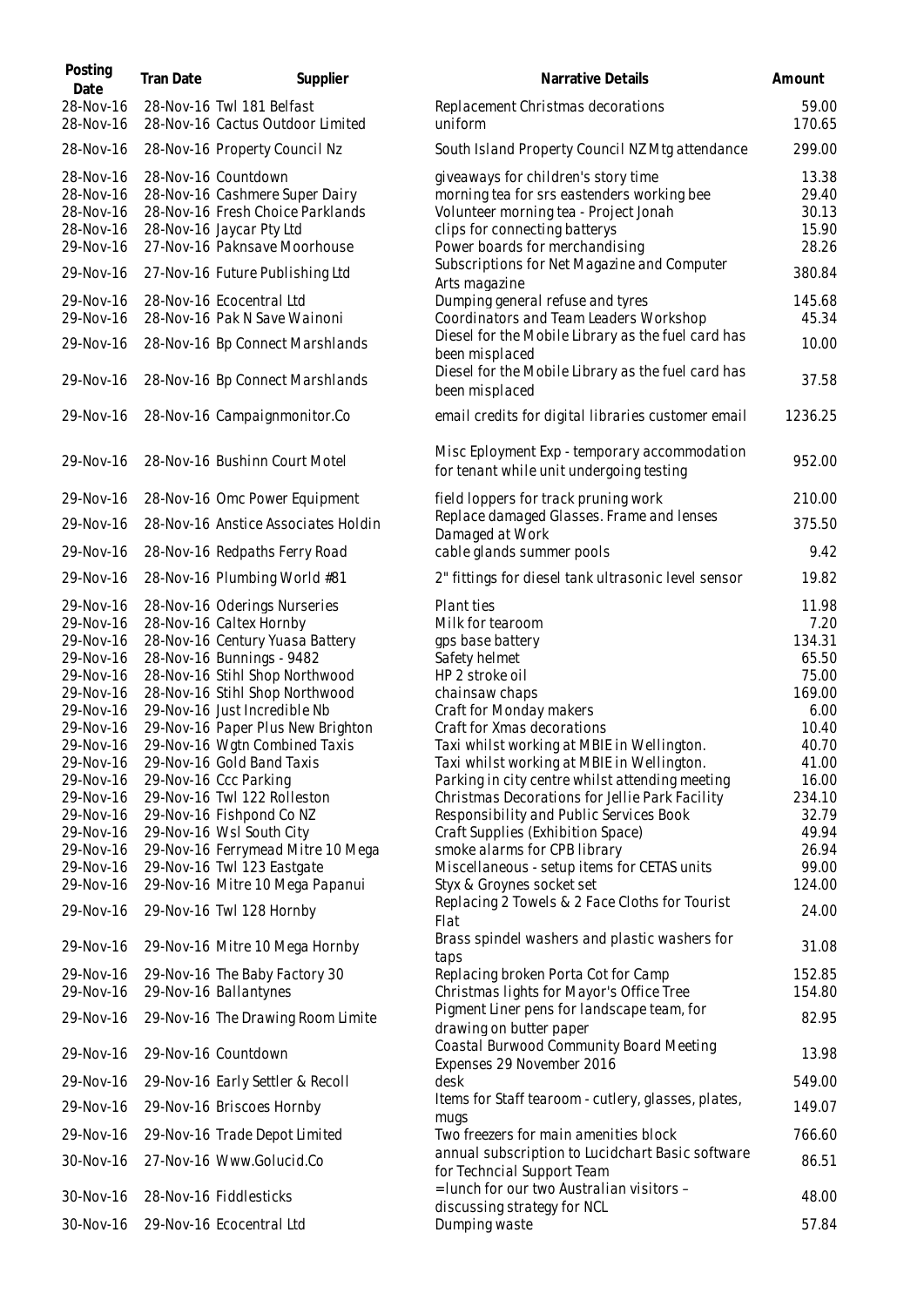| Posting Date | Tran Date | Supplier | Narrative Details | Amount |
|---|---|---|---|---|
| 28-Nov-16 | 28-Nov-16 | Twl 181 Belfast | Replacement Christmas decorations | 59.00 |
| 28-Nov-16 | 28-Nov-16 | Cactus Outdoor Limited | uniform | 170.65 |
| 28-Nov-16 | 28-Nov-16 | Property Council Nz | South Island Property Council NZ Mtg attendance | 299.00 |
| 28-Nov-16 | 28-Nov-16 | Countdown | giveaways for children's story time | 13.38 |
| 28-Nov-16 | 28-Nov-16 | Cashmere Super Dairy | morning tea for srs eastenders working bee | 29.40 |
| 28-Nov-16 | 28-Nov-16 | Fresh Choice Parklands | Volunteer morning tea - Project Jonah | 30.13 |
| 28-Nov-16 | 28-Nov-16 | Jaycar Pty Ltd | clips for connecting batterys | 15.90 |
| 29-Nov-16 | 27-Nov-16 | Paknsave Moorhouse | Power boards for merchandising | 28.26 |
| 29-Nov-16 | 27-Nov-16 | Future Publishing Ltd | Subscriptions for Net Magazine and Computer Arts magazine | 380.84 |
| 29-Nov-16 | 28-Nov-16 | Ecocentral Ltd | Dumping general refuse and tyres | 145.68 |
| 29-Nov-16 | 28-Nov-16 | Pak N Save Wainoni | Coordinators and Team Leaders Workshop | 45.34 |
| 29-Nov-16 | 28-Nov-16 | Bp Connect Marshlands | Diesel for the Mobile Library as the fuel card has been misplaced | 10.00 |
| 29-Nov-16 | 28-Nov-16 | Bp Connect Marshlands | Diesel for the Mobile Library as the fuel card has been misplaced | 37.58 |
| 29-Nov-16 | 28-Nov-16 | Campaignmonitor.Co | email credits for digital libraries customer email | 1236.25 |
| 29-Nov-16 | 28-Nov-16 | Bushinn Court Motel | Misc Eployment Exp - temporary accommodation for tenant while unit undergoing testing | 952.00 |
| 29-Nov-16 | 28-Nov-16 | Omc Power Equipment | field loppers for track pruning work | 210.00 |
| 29-Nov-16 | 28-Nov-16 | Anstice Associates Holdin | Replace damaged Glasses. Frame and lenses Damaged at Work | 375.50 |
| 29-Nov-16 | 28-Nov-16 | Redpaths Ferry Road | cable glands summer pools | 9.42 |
| 29-Nov-16 | 28-Nov-16 | Plumbing World #81 | 2" fittings for diesel tank ultrasonic level sensor | 19.82 |
| 29-Nov-16 | 28-Nov-16 | Oderings Nurseries | Plant ties | 11.98 |
| 29-Nov-16 | 28-Nov-16 | Caltex Hornby | Milk for tearoom | 7.20 |
| 29-Nov-16 | 28-Nov-16 | Century Yuasa Battery | gps base battery | 134.31 |
| 29-Nov-16 | 28-Nov-16 | Bunnings - 9482 | Safety helmet | 65.50 |
| 29-Nov-16 | 28-Nov-16 | Stihl Shop Northwood | HP 2 stroke oil | 75.00 |
| 29-Nov-16 | 28-Nov-16 | Stihl Shop Northwood | chainsaw chaps | 169.00 |
| 29-Nov-16 | 29-Nov-16 | Just Incredible Nb | Craft for Monday makers | 6.00 |
| 29-Nov-16 | 29-Nov-16 | Paper Plus New Brighton | Craft for Xmas decorations | 10.40 |
| 29-Nov-16 | 29-Nov-16 | Wgtn Combined Taxis | Taxi whilst working at MBIE in Wellington. | 40.70 |
| 29-Nov-16 | 29-Nov-16 | Gold Band Taxis | Taxi whilst working at MBIE in Wellington. | 41.00 |
| 29-Nov-16 | 29-Nov-16 | Ccc Parking | Parking in city centre whilst attending meeting | 16.00 |
| 29-Nov-16 | 29-Nov-16 | Twl 122 Rolleston | Christmas Decorations for Jellie Park Facility | 234.10 |
| 29-Nov-16 | 29-Nov-16 | Fishpond Co NZ | Responsibility and Public Services Book | 32.79 |
| 29-Nov-16 | 29-Nov-16 | Wsl South City | Craft Supplies (Exhibition Space) | 49.94 |
| 29-Nov-16 | 29-Nov-16 | Ferrymead Mitre 10 Mega | smoke alarms for CPB library | 26.94 |
| 29-Nov-16 | 29-Nov-16 | Twl 123 Eastgate | Miscellaneous - setup items for CETAS units | 99.00 |
| 29-Nov-16 | 29-Nov-16 | Mitre 10 Mega Papanui | Styx & Groynes socket set | 124.00 |
| 29-Nov-16 | 29-Nov-16 | Twl 128 Hornby | Replacing 2 Towels & 2 Face Cloths for Tourist Flat | 24.00 |
| 29-Nov-16 | 29-Nov-16 | Mitre 10 Mega Hornby | Brass spindel washers and plastic washers for taps | 31.08 |
| 29-Nov-16 | 29-Nov-16 | The Baby Factory 30 | Replacing broken Porta Cot for Camp | 152.85 |
| 29-Nov-16 | 29-Nov-16 | Ballantynes | Christmas lights for Mayor's Office Tree | 154.80 |
| 29-Nov-16 | 29-Nov-16 | The Drawing Room Limite | Pigment Liner pens for landscape team, for drawing on butter paper | 82.95 |
| 29-Nov-16 | 29-Nov-16 | Countdown | Coastal Burwood Community Board Meeting Expenses 29 November 2016 | 13.98 |
| 29-Nov-16 | 29-Nov-16 | Early Settler & Recoll | desk | 549.00 |
| 29-Nov-16 | 29-Nov-16 | Briscoes Hornby | Items for Staff tearoom - cutlery, glasses, plates, mugs | 149.07 |
| 29-Nov-16 | 29-Nov-16 | Trade Depot Limited | Two freezers for main amenities block | 766.60 |
| 30-Nov-16 | 27-Nov-16 | Www.Golucid.Co | annual subscription to Lucidchart Basic software for Techncial Support Team | 86.51 |
| 30-Nov-16 | 28-Nov-16 | Fiddlesticks | =lunch for our two Australian visitors – discussing strategy for NCL | 48.00 |
| 30-Nov-16 | 29-Nov-16 | Ecocentral Ltd | Dumping waste | 57.84 |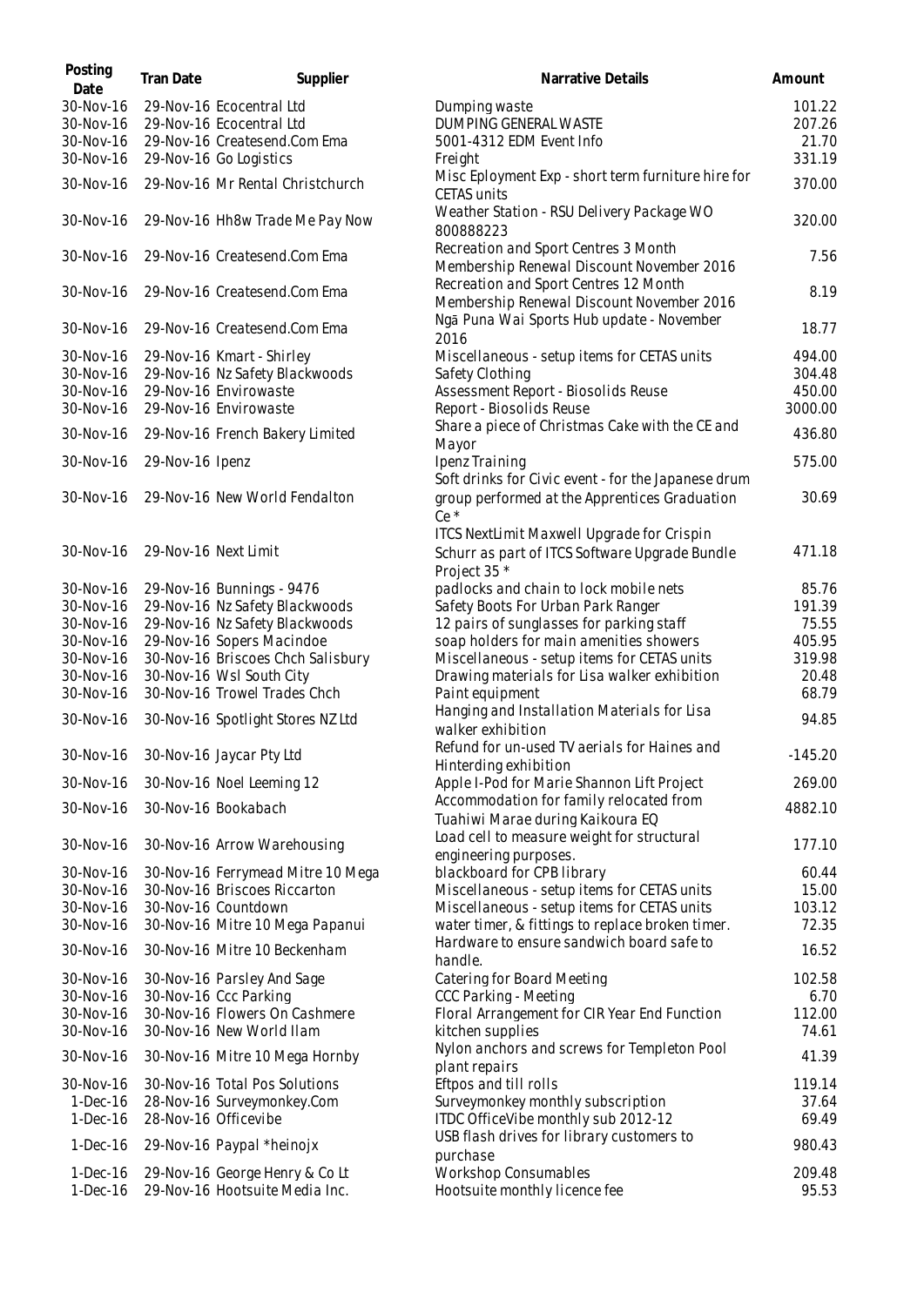| Posting Date | Tran Date | Supplier | Narrative Details | Amount |
|---|---|---|---|---|
| 30-Nov-16 | 29-Nov-16 | Ecocentral Ltd | Dumping waste | 101.22 |
| 30-Nov-16 | 29-Nov-16 | Ecocentral Ltd | DUMPING GENERAL WASTE | 207.26 |
| 30-Nov-16 | 29-Nov-16 | Createsend.Com Ema | 5001-4312 EDM Event Info | 21.70 |
| 30-Nov-16 | 29-Nov-16 | Go Logistics | Freight | 331.19 |
| 30-Nov-16 | 29-Nov-16 | Mr Rental Christchurch | Misc Eployment Exp - short term furniture hire for CETAS units | 370.00 |
| 30-Nov-16 | 29-Nov-16 | Hh8w Trade Me Pay Now | Weather Station - RSU Delivery Package WO 800888223 | 320.00 |
| 30-Nov-16 | 29-Nov-16 | Createsend.Com Ema | Recreation and Sport Centres 3 Month Membership Renewal Discount November 2016 | 7.56 |
| 30-Nov-16 | 29-Nov-16 | Createsend.Com Ema | Recreation and Sport Centres 12 Month Membership Renewal Discount November 2016 | 8.19 |
| 30-Nov-16 | 29-Nov-16 | Createsend.Com Ema | Ngā Puna Wai Sports Hub update - November 2016 | 18.77 |
| 30-Nov-16 | 29-Nov-16 | Kmart - Shirley | Miscellaneous - setup items for CETAS units | 494.00 |
| 30-Nov-16 | 29-Nov-16 | Nz Safety Blackwoods | Safety Clothing | 304.48 |
| 30-Nov-16 | 29-Nov-16 | Envirowaste | Assessment Report - Biosolids Reuse | 450.00 |
| 30-Nov-16 | 29-Nov-16 | Envirowaste | Report - Biosolids Reuse | 3000.00 |
| 30-Nov-16 | 29-Nov-16 | French Bakery Limited | Share a piece of Christmas Cake with the CE and Mayor | 436.80 |
| 30-Nov-16 | 29-Nov-16 | Ipenz | Ipenz Training | 575.00 |
| 30-Nov-16 | 29-Nov-16 | New World Fendalton | Soft drinks for Civic event - for the Japanese drum group performed at the Apprentices Graduation Ce * | 30.69 |
| 30-Nov-16 | 29-Nov-16 | Next Limit | ITCS NextLimit Maxwell Upgrade for Crispin Schurr as part of ITCS Software Upgrade Bundle Project 35 * | 471.18 |
| 30-Nov-16 | 29-Nov-16 | Bunnings - 9476 | padlocks and chain to lock mobile nets | 85.76 |
| 30-Nov-16 | 29-Nov-16 | Nz Safety Blackwoods | Safety Boots For Urban Park Ranger | 191.39 |
| 30-Nov-16 | 29-Nov-16 | Nz Safety Blackwoods | 12 pairs of sunglasses for parking staff | 75.55 |
| 30-Nov-16 | 29-Nov-16 | Sopers Macindoe | soap holders for main amenities showers | 405.95 |
| 30-Nov-16 | 30-Nov-16 | Briscoes Chch Salisbury | Miscellaneous - setup items for CETAS units | 319.98 |
| 30-Nov-16 | 30-Nov-16 | Wsl South City | Drawing materials for Lisa walker exhibition | 20.48 |
| 30-Nov-16 | 30-Nov-16 | Trowel Trades Chch | Paint equipment | 68.79 |
| 30-Nov-16 | 30-Nov-16 | Spotlight Stores NZ Ltd | Hanging and Installation Materials for Lisa walker exhibition | 94.85 |
| 30-Nov-16 | 30-Nov-16 | Jaycar Pty Ltd | Refund for un-used TV aerials for Haines and Hinterding exhibition | -145.20 |
| 30-Nov-16 | 30-Nov-16 | Noel Leeming 12 | Apple I-Pod for Marie Shannon Lift Project | 269.00 |
| 30-Nov-16 | 30-Nov-16 | Bookabach | Accommodation for family relocated from Tuahiwi Marae during Kaikoura EQ | 4882.10 |
| 30-Nov-16 | 30-Nov-16 | Arrow Warehousing | Load cell to measure weight for structural engineering purposes. | 177.10 |
| 30-Nov-16 | 30-Nov-16 | Ferrymead Mitre 10 Mega | blackboard for CPB library | 60.44 |
| 30-Nov-16 | 30-Nov-16 | Briscoes Riccarton | Miscellaneous - setup items for CETAS units | 15.00 |
| 30-Nov-16 | 30-Nov-16 | Countdown | Miscellaneous - setup items for CETAS units | 103.12 |
| 30-Nov-16 | 30-Nov-16 | Mitre 10 Mega Papanui | water timer, & fittings to replace broken timer. | 72.35 |
| 30-Nov-16 | 30-Nov-16 | Mitre 10 Beckenham | Hardware to ensure sandwich board safe to handle. | 16.52 |
| 30-Nov-16 | 30-Nov-16 | Parsley And Sage | Catering for Board Meeting | 102.58 |
| 30-Nov-16 | 30-Nov-16 | Ccc Parking | CCC Parking - Meeting | 6.70 |
| 30-Nov-16 | 30-Nov-16 | Flowers On Cashmere | Floral Arrangement for CIR Year End Function | 112.00 |
| 30-Nov-16 | 30-Nov-16 | New World Ilam | kitchen supplies | 74.61 |
| 30-Nov-16 | 30-Nov-16 | Mitre 10 Mega Hornby | Nylon anchors and screws for Templeton Pool plant repairs | 41.39 |
| 30-Nov-16 | 30-Nov-16 | Total Pos Solutions | Eftpos and till rolls | 119.14 |
| 1-Dec-16 | 28-Nov-16 | Surveymonkey.Com | Surveymonkey monthly subscription | 37.64 |
| 1-Dec-16 | 28-Nov-16 | Officevibe | ITDC OfficeVibe monthly sub 2012-12 | 69.49 |
| 1-Dec-16 | 29-Nov-16 | Paypal *heinojx | USB flash drives for library customers to purchase | 980.43 |
| 1-Dec-16 | 29-Nov-16 | George Henry & Co Lt | Workshop Consumables | 209.48 |
| 1-Dec-16 | 29-Nov-16 | Hootsuite Media Inc. | Hootsuite monthly licence fee | 95.53 |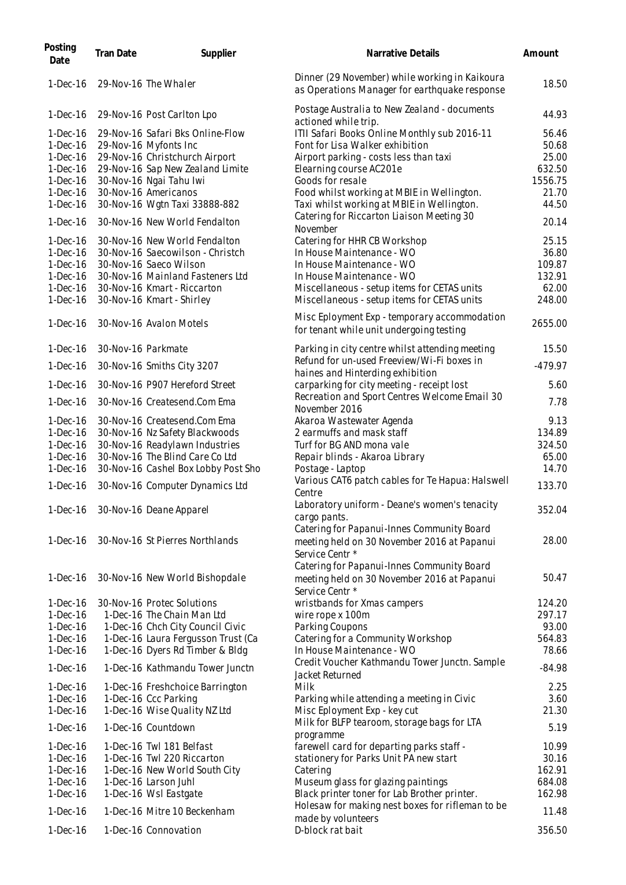| Posting Date | Tran Date | Supplier | Narrative Details | Amount |
|---|---|---|---|---|
| 1-Dec-16 | 29-Nov-16 | The Whaler | Dinner (29 November) while working in Kaikoura as Operations Manager for earthquake response | 18.50 |
| 1-Dec-16 | 29-Nov-16 | Post Carlton Lpo | Postage Australia to New Zealand - documents actioned while trip. | 44.93 |
| 1-Dec-16 | 29-Nov-16 | Safari Bks Online-Flow | ITII Safari Books Online Monthly sub 2016-11 | 56.46 |
| 1-Dec-16 | 29-Nov-16 | Myfonts Inc | Font for Lisa Walker exhibition | 50.68 |
| 1-Dec-16 | 29-Nov-16 | Christchurch Airport | Airport parking - costs less than taxi | 25.00 |
| 1-Dec-16 | 29-Nov-16 | Sap New Zealand Limite | Elearning course AC201e | 632.50 |
| 1-Dec-16 | 30-Nov-16 | Ngai Tahu Iwi | Goods for resale | 1556.75 |
| 1-Dec-16 | 30-Nov-16 | Americanos | Food whilst working at MBIE in Wellington. | 21.70 |
| 1-Dec-16 | 30-Nov-16 | Wgtn Taxi 33888-882 | Taxi whilst working at MBIE in Wellington. | 44.50 |
| 1-Dec-16 | 30-Nov-16 | New World Fendalton | Catering for Riccarton Liaison Meeting 30 November | 20.14 |
| 1-Dec-16 | 30-Nov-16 | New World Fendalton | Catering for HHR CB Workshop | 25.15 |
| 1-Dec-16 | 30-Nov-16 | Saecowilson - Christch | In House Maintenance - WO | 36.80 |
| 1-Dec-16 | 30-Nov-16 | Saeco Wilson | In House Maintenance - WO | 109.87 |
| 1-Dec-16 | 30-Nov-16 | Mainland Fasteners Ltd | In House Maintenance - WO | 132.91 |
| 1-Dec-16 | 30-Nov-16 | Kmart - Riccarton | Miscellaneous - setup items for CETAS units | 62.00 |
| 1-Dec-16 | 30-Nov-16 | Kmart - Shirley | Miscellaneous - setup items for CETAS units | 248.00 |
| 1-Dec-16 | 30-Nov-16 | Avalon Motels | Misc Eployment Exp - temporary accommodation for tenant while unit undergoing testing | 2655.00 |
| 1-Dec-16 | 30-Nov-16 | Parkmate | Parking in city centre whilst attending meeting | 15.50 |
| 1-Dec-16 | 30-Nov-16 | Smiths City 3207 | Refund for un-used Freeview/Wi-Fi boxes in haines and Hinterding exhibition | -479.97 |
| 1-Dec-16 | 30-Nov-16 | P907 Hereford Street | carparking for city meeting - receipt lost | 5.60 |
| 1-Dec-16 | 30-Nov-16 | Createsend.Com Ema | Recreation and Sport Centres Welcome Email 30 November 2016 | 7.78 |
| 1-Dec-16 | 30-Nov-16 | Createsend.Com Ema | Akaroa Wastewater Agenda | 9.13 |
| 1-Dec-16 | 30-Nov-16 | Nz Safety Blackwoods | 2 earmuffs and mask staff | 134.89 |
| 1-Dec-16 | 30-Nov-16 | Readylawn Industries | Turf for BG AND mona vale | 324.50 |
| 1-Dec-16 | 30-Nov-16 | The Blind Care Co Ltd | Repair blinds - Akaroa Library | 65.00 |
| 1-Dec-16 | 30-Nov-16 | Cashel Box Lobby Post Sho | Postage - Laptop | 14.70 |
| 1-Dec-16 | 30-Nov-16 | Computer Dynamics Ltd | Various CAT6 patch cables for Te Hapua: Halswell Centre | 133.70 |
| 1-Dec-16 | 30-Nov-16 | Deane Apparel | Laboratory uniform - Deane's women's tenacity cargo pants. | 352.04 |
| 1-Dec-16 | 30-Nov-16 | St Pierres Northlands | Catering for Papanui-Innes Community Board meeting held on 30 November 2016 at Papanui Service Centr * | 28.00 |
| 1-Dec-16 | 30-Nov-16 | New World Bishopdale | Catering for Papanui-Innes Community Board meeting held on 30 November 2016 at Papanui Service Centr * | 50.47 |
| 1-Dec-16 | 30-Nov-16 | Protec Solutions | wristbands for Xmas campers | 124.20 |
| 1-Dec-16 | 1-Dec-16 | The Chain Man Ltd | wire rope x 100m | 297.17 |
| 1-Dec-16 | 1-Dec-16 | Chch City Council Civic | Parking Coupons | 93.00 |
| 1-Dec-16 | 1-Dec-16 | Laura Fergusson Trust (Ca | Catering for a Community Workshop | 564.83 |
| 1-Dec-16 | 1-Dec-16 | Dyers Rd Timber & Bldg | In House Maintenance - WO | 78.66 |
| 1-Dec-16 | 1-Dec-16 | Kathmandu Tower Junctn | Credit Voucher Kathmandu Tower Junctn. Sample Jacket Returned | -84.98 |
| 1-Dec-16 | 1-Dec-16 | Freshchoice Barrington | Milk | 2.25 |
| 1-Dec-16 | 1-Dec-16 | Ccc Parking | Parking while attending a meeting in Civic | 3.60 |
| 1-Dec-16 | 1-Dec-16 | Wise Quality NZ Ltd | Misc Eployment Exp - key cut | 21.30 |
| 1-Dec-16 | 1-Dec-16 | Countdown | Milk for BLFP tearoom, storage bags for LTA programme | 5.19 |
| 1-Dec-16 | 1-Dec-16 | Twl 181 Belfast | farewell card for departing parks staff - | 10.99 |
| 1-Dec-16 | 1-Dec-16 | Twl 220 Riccarton | stationery for Parks Unit PA new start | 30.16 |
| 1-Dec-16 | 1-Dec-16 | New World South City | Catering | 162.91 |
| 1-Dec-16 | 1-Dec-16 | Larson Juhl | Museum glass for glazing paintings | 684.08 |
| 1-Dec-16 | 1-Dec-16 | Wsl Eastgate | Black printer toner for Lab Brother printer. | 162.98 |
| 1-Dec-16 | 1-Dec-16 | Mitre 10 Beckenham | Holesaw for making nest boxes for rifleman to be made by volunteers | 11.48 |
| 1-Dec-16 | 1-Dec-16 | Connovation | D-block rat bait | 356.50 |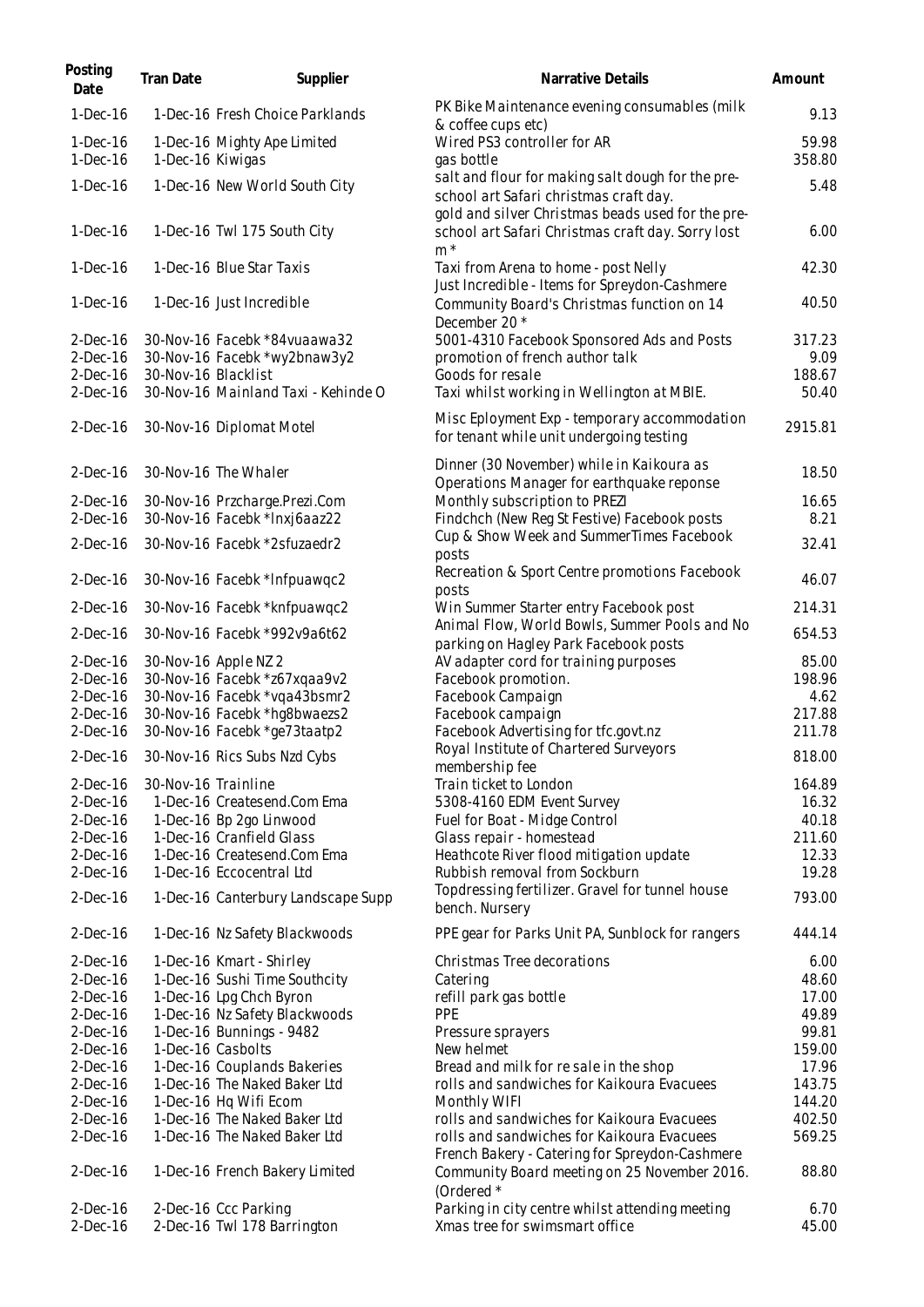| Posting Date | Tran Date | Supplier | Narrative Details | Amount |
|---|---|---|---|---|
| 1-Dec-16 | 1-Dec-16 | Fresh Choice Parklands | PK Bike Maintenance evening consumables (milk & coffee cups etc) | 9.13 |
| 1-Dec-16 | 1-Dec-16 | Mighty Ape Limited | Wired PS3 controller for AR | 59.98 |
| 1-Dec-16 | 1-Dec-16 | Kiwigas | gas bottle | 358.80 |
| 1-Dec-16 | 1-Dec-16 | New World South City | salt and flour for making salt dough for the pre-school art Safari christmas craft day. | 5.48 |
| 1-Dec-16 | 1-Dec-16 | Twl 175 South City | gold and silver Christmas beads used for the pre-school art Safari Christmas craft day. Sorry lost m * | 6.00 |
| 1-Dec-16 | 1-Dec-16 | Blue Star Taxis | Taxi from Arena to home - post Nelly | 42.30 |
| 1-Dec-16 | 1-Dec-16 | Just Incredible | Just Incredible - Items for Spreydon-Cashmere Community Board's Christmas function on 14 December 20 * | 40.50 |
| 2-Dec-16 | 30-Nov-16 | Facebk *84vuaawa32 | 5001-4310 Facebook Sponsored Ads and Posts | 317.23 |
| 2-Dec-16 | 30-Nov-16 | Facebk *wy2bnaw3y2 | promotion of french author talk | 9.09 |
| 2-Dec-16 | 30-Nov-16 | Blacklist | Goods for resale | 188.67 |
| 2-Dec-16 | 30-Nov-16 | Mainland Taxi - Kehinde O | Taxi whilst working in Wellington at MBIE. | 50.40 |
| 2-Dec-16 | 30-Nov-16 | Diplomat Motel | Misc Eployment Exp - temporary accommodation for tenant while unit undergoing testing | 2915.81 |
| 2-Dec-16 | 30-Nov-16 | The Whaler | Dinner (30 November) while in Kaikoura as Operations Manager for earthquake reponse | 18.50 |
| 2-Dec-16 | 30-Nov-16 | Przcharge.Prezi.Com | Monthly subscription to PREZI | 16.65 |
| 2-Dec-16 | 30-Nov-16 | Facebk *lnxj6aaz22 | Findchch (New Reg St Festive) Facebook posts | 8.21 |
| 2-Dec-16 | 30-Nov-16 | Facebk *2sfuzaedr2 | Cup & Show Week and SummerTimes Facebook posts | 32.41 |
| 2-Dec-16 | 30-Nov-16 | Facebk *lnfpuawqc2 | Recreation & Sport Centre promotions Facebook posts | 46.07 |
| 2-Dec-16 | 30-Nov-16 | Facebk *knfpuawqc2 | Win Summer Starter entry Facebook post | 214.31 |
| 2-Dec-16 | 30-Nov-16 | Facebk *992v9a6t62 | Animal Flow, World Bowls, Summer Pools and No parking on Hagley Park Facebook posts | 654.53 |
| 2-Dec-16 | 30-Nov-16 | Apple NZ 2 | AV adapter cord for training purposes | 85.00 |
| 2-Dec-16 | 30-Nov-16 | Facebk *z67xqaa9v2 | Facebook promotion. | 198.96 |
| 2-Dec-16 | 30-Nov-16 | Facebk *vqa43bsmr2 | Facebook Campaign | 4.62 |
| 2-Dec-16 | 30-Nov-16 | Facebk *hg8bwaezs2 | Facebook campaign | 217.88 |
| 2-Dec-16 | 30-Nov-16 | Facebk *ge73taatp2 | Facebook Advertising for tfc.govt.nz | 211.78 |
| 2-Dec-16 | 30-Nov-16 | Rics Subs Nzd Cybs | Royal Institute of Chartered Surveyors membership fee | 818.00 |
| 2-Dec-16 | 30-Nov-16 | Trainline | Train ticket to London | 164.89 |
| 2-Dec-16 | 1-Dec-16 | Createsend.Com Ema | 5308-4160 EDM Event Survey | 16.32 |
| 2-Dec-16 | 1-Dec-16 | Bp 2go Linwood | Fuel for Boat - Midge Control | 40.18 |
| 2-Dec-16 | 1-Dec-16 | Cranfield Glass | Glass repair - homestead | 211.60 |
| 2-Dec-16 | 1-Dec-16 | Createsend.Com Ema | Heathcote River flood mitigation update | 12.33 |
| 2-Dec-16 | 1-Dec-16 | Eccocentral Ltd | Rubbish removal from Sockburn | 19.28 |
| 2-Dec-16 | 1-Dec-16 | Canterbury Landscape Supp | Topdressing fertilizer. Gravel for tunnel house bench. Nursery | 793.00 |
| 2-Dec-16 | 1-Dec-16 | Nz Safety Blackwoods | PPE gear for Parks Unit PA, Sunblock for rangers | 444.14 |
| 2-Dec-16 | 1-Dec-16 | Kmart - Shirley | Christmas Tree decorations | 6.00 |
| 2-Dec-16 | 1-Dec-16 | Sushi Time Southcity | Catering | 48.60 |
| 2-Dec-16 | 1-Dec-16 | Lpg Chch Byron | refill park gas bottle | 17.00 |
| 2-Dec-16 | 1-Dec-16 | Nz Safety Blackwoods | PPE | 49.89 |
| 2-Dec-16 | 1-Dec-16 | Bunnings - 9482 | Pressure sprayers | 99.81 |
| 2-Dec-16 | 1-Dec-16 | Casbolts | New helmet | 159.00 |
| 2-Dec-16 | 1-Dec-16 | Couplands Bakeries | Bread and milk for re sale in the shop | 17.96 |
| 2-Dec-16 | 1-Dec-16 | The Naked Baker Ltd | rolls and sandwiches for Kaikoura Evacuees | 143.75 |
| 2-Dec-16 | 1-Dec-16 | Hq Wifi Ecom | Monthly WIFI | 144.20 |
| 2-Dec-16 | 1-Dec-16 | The Naked Baker Ltd | rolls and sandwiches for Kaikoura Evacuees | 402.50 |
| 2-Dec-16 | 1-Dec-16 | The Naked Baker Ltd | rolls and sandwiches for Kaikoura Evacuees | 569.25 |
| 2-Dec-16 | 1-Dec-16 | French Bakery Limited | French Bakery - Catering for Spreydon-Cashmere Community Board meeting on 25 November 2016. (Ordered * | 88.80 |
| 2-Dec-16 | 2-Dec-16 | Ccc Parking | Parking in city centre whilst attending meeting | 6.70 |
| 2-Dec-16 | 2-Dec-16 | Twl 178 Barrington | Xmas tree for swimsmart office | 45.00 |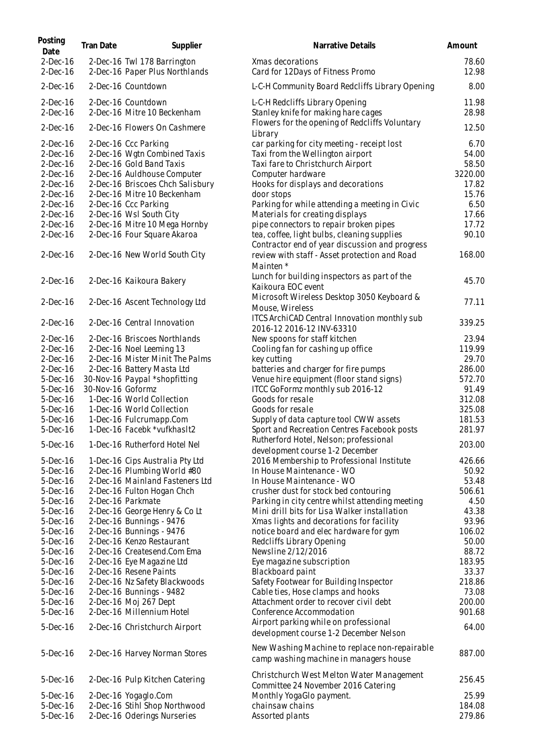| Posting Date | Tran Date | Supplier | Narrative Details | Amount |
|---|---|---|---|---|
| 2-Dec-16 | 2-Dec-16 | Twl 178 Barrington | Xmas decorations | 78.60 |
| 2-Dec-16 | 2-Dec-16 | Paper Plus Northlands | Card for 12Days of Fitness Promo | 12.98 |
| 2-Dec-16 | 2-Dec-16 | Countdown | L-C-H Community Board Redcliffs Library Opening | 8.00 |
| 2-Dec-16 | 2-Dec-16 | Countdown | L-C-H Redcliffs Library Opening | 11.98 |
| 2-Dec-16 | 2-Dec-16 | Mitre 10 Beckenham | Stanley knife for making hare cages | 28.98 |
| 2-Dec-16 | 2-Dec-16 | Flowers On Cashmere | Flowers for the opening of Redcliffs Voluntary Library | 12.50 |
| 2-Dec-16 | 2-Dec-16 | Ccc Parking | car parking for city meeting - receipt lost | 6.70 |
| 2-Dec-16 | 2-Dec-16 | Wgtn Combined Taxis | Taxi from the Wellington airport | 54.00 |
| 2-Dec-16 | 2-Dec-16 | Gold Band Taxis | Taxi fare to Christchurch Airport | 58.50 |
| 2-Dec-16 | 2-Dec-16 | Auldhouse Computer | Computer hardware | 3220.00 |
| 2-Dec-16 | 2-Dec-16 | Briscoes Chch Salisbury | Hooks for displays and decorations | 17.82 |
| 2-Dec-16 | 2-Dec-16 | Mitre 10 Beckenham | door stops | 15.76 |
| 2-Dec-16 | 2-Dec-16 | Ccc Parking | Parking for while attending a meeting in Civic | 6.50 |
| 2-Dec-16 | 2-Dec-16 | Wsl South City | Materials for creating displays | 17.66 |
| 2-Dec-16 | 2-Dec-16 | Mitre 10 Mega Hornby | pipe connectors to repair broken pipes | 17.72 |
| 2-Dec-16 | 2-Dec-16 | Four Square Akaroa | tea, coffee, light bulbs, cleaning supplies | 90.10 |
| 2-Dec-16 | 2-Dec-16 | New World South City | Contractor end of year discussion and progress review with staff - Asset protection and Road Mainten * | 168.00 |
| 2-Dec-16 | 2-Dec-16 | Kaikoura Bakery | Lunch for building inspectors as part of the Kaikoura EOC event | 45.70 |
| 2-Dec-16 | 2-Dec-16 | Ascent Technology Ltd | Microsoft Wireless Desktop 3050 Keyboard & Mouse, Wireless | 77.11 |
| 2-Dec-16 | 2-Dec-16 | Central Innovation | ITCS ArchiCAD Central Innovation monthly sub 2016-12 2016-12 INV-63310 | 339.25 |
| 2-Dec-16 | 2-Dec-16 | Briscoes Northlands | New spoons for staff kitchen | 23.94 |
| 2-Dec-16 | 2-Dec-16 | Noel Leeming 13 | Cooling fan for cashing up office | 119.99 |
| 2-Dec-16 | 2-Dec-16 | Mister Minit The Palms | key cutting | 29.70 |
| 2-Dec-16 | 2-Dec-16 | Battery Masta Ltd | batteries and charger for fire pumps | 286.00 |
| 5-Dec-16 | 30-Nov-16 | Paypal *shopfitting | Venue hire equipment (floor stand signs) | 572.70 |
| 5-Dec-16 | 30-Nov-16 | Goformz | ITCC GoFormz monthly sub 2016-12 | 91.49 |
| 5-Dec-16 | 1-Dec-16 | World Collection | Goods for resale | 312.08 |
| 5-Dec-16 | 1-Dec-16 | World Collection | Goods for resale | 325.08 |
| 5-Dec-16 | 1-Dec-16 | Fulcrumapp.Com | Supply of data capture tool CWW assets | 181.53 |
| 5-Dec-16 | 1-Dec-16 | Facebk *vufkhaslt2 | Sport and Recreation Centres Facebook posts | 281.97 |
| 5-Dec-16 | 1-Dec-16 | Rutherford Hotel Nel | Rutherford Hotel, Nelson; professional development course 1-2 December | 203.00 |
| 5-Dec-16 | 1-Dec-16 | Cips Australia Pty Ltd | 2016 Membership to Professional Institute | 426.66 |
| 5-Dec-16 | 2-Dec-16 | Plumbing World #80 | In House Maintenance - WO | 50.92 |
| 5-Dec-16 | 2-Dec-16 | Mainland Fasteners Ltd | In House Maintenance - WO | 53.48 |
| 5-Dec-16 | 2-Dec-16 | Fulton Hogan Chch | crusher dust for stock bed contouring | 506.61 |
| 5-Dec-16 | 2-Dec-16 | Parkmate | Parking in city centre whilst attending meeting | 4.50 |
| 5-Dec-16 | 2-Dec-16 | George Henry & Co Lt | Mini drill bits for Lisa Walker installation | 43.38 |
| 5-Dec-16 | 2-Dec-16 | Bunnings - 9476 | Xmas lights and decorations for facility | 93.96 |
| 5-Dec-16 | 2-Dec-16 | Bunnings - 9476 | notice board and elec hardware for gym | 106.02 |
| 5-Dec-16 | 2-Dec-16 | Kenzo Restaurant | Redcliffs Library Opening | 50.00 |
| 5-Dec-16 | 2-Dec-16 | Createsend.Com Ema | Newsline 2/12/2016 | 88.72 |
| 5-Dec-16 | 2-Dec-16 | Eye Magazine Ltd | Eye magazine subscription | 183.95 |
| 5-Dec-16 | 2-Dec-16 | Resene Paints | Blackboard paint | 33.37 |
| 5-Dec-16 | 2-Dec-16 | Nz Safety Blackwoods | Safety Footwear for Building Inspector | 218.86 |
| 5-Dec-16 | 2-Dec-16 | Bunnings - 9482 | Cable ties, Hose clamps and hooks | 73.08 |
| 5-Dec-16 | 2-Dec-16 | Moj 267 Dept | Attachment order to recover civil debt | 200.00 |
| 5-Dec-16 | 2-Dec-16 | Millennium Hotel | Conference Accommodation | 901.68 |
| 5-Dec-16 | 2-Dec-16 | Christchurch Airport | Airport parking while on professional development course 1-2 December Nelson | 64.00 |
| 5-Dec-16 | 2-Dec-16 | Harvey Norman Stores | New Washing Machine to replace non-repairable camp washing machine in managers house | 887.00 |
| 5-Dec-16 | 2-Dec-16 | Pulp Kitchen Catering | Christchurch West Melton Water Management Committee 24 November 2016 Catering | 256.45 |
| 5-Dec-16 | 2-Dec-16 | Yogaglo.Com | Monthly YogaGlo payment. | 25.99 |
| 5-Dec-16 | 2-Dec-16 | Stihl Shop Northwood | chainsaw chains | 184.08 |
| 5-Dec-16 | 2-Dec-16 | Oderings Nurseries | Assorted plants | 279.86 |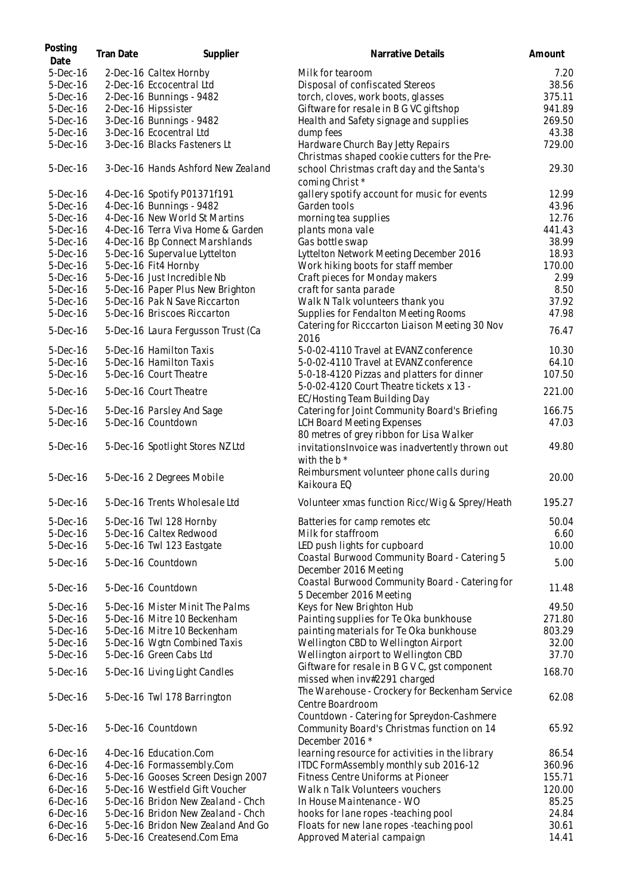| Posting Date | Tran Date | Supplier | Narrative Details | Amount |
|---|---|---|---|---|
| 5-Dec-16 | 2-Dec-16 | Caltex Hornby | Milk for tearoom | 7.20 |
| 5-Dec-16 | 2-Dec-16 | Eccocentral Ltd | Disposal of confiscated Stereos | 38.56 |
| 5-Dec-16 | 2-Dec-16 | Bunnings - 9482 | torch, cloves, work boots, glasses | 375.11 |
| 5-Dec-16 | 2-Dec-16 | Hipssister | Giftware for resale in B G VC giftshop | 941.89 |
| 5-Dec-16 | 3-Dec-16 | Bunnings - 9482 | Health and Safety signage and supplies | 269.50 |
| 5-Dec-16 | 3-Dec-16 | Ecocentral Ltd | dump fees | 43.38 |
| 5-Dec-16 | 3-Dec-16 | Blacks Fasteners Lt | Hardware Church Bay Jetty Repairs | 729.00 |
| 5-Dec-16 | 3-Dec-16 | Hands Ashford New Zealand | Christmas shaped cookie cutters for the Pre-school Christmas craft day and the Santa's coming Christ * | 29.30 |
| 5-Dec-16 | 4-Dec-16 | Spotify P01371f191 | gallery spotify account for music for events | 12.99 |
| 5-Dec-16 | 4-Dec-16 | Bunnings - 9482 | Garden tools | 43.96 |
| 5-Dec-16 | 4-Dec-16 | New World St Martins | morning tea supplies | 12.76 |
| 5-Dec-16 | 4-Dec-16 | Terra Viva Home & Garden | plants mona vale | 441.43 |
| 5-Dec-16 | 4-Dec-16 | Bp Connect Marshlands | Gas bottle swap | 38.99 |
| 5-Dec-16 | 5-Dec-16 | Supervalue Lyttelton | Lyttelton Network Meeting December 2016 | 18.93 |
| 5-Dec-16 | 5-Dec-16 | Fit4 Hornby | Work hiking boots for staff member | 170.00 |
| 5-Dec-16 | 5-Dec-16 | Just Incredible Nb | Craft pieces for Monday makers | 2.99 |
| 5-Dec-16 | 5-Dec-16 | Paper Plus New Brighton | craft for santa parade | 8.50 |
| 5-Dec-16 | 5-Dec-16 | Pak N Save Riccarton | Walk N Talk volunteers thank you | 37.92 |
| 5-Dec-16 | 5-Dec-16 | Briscoes Riccarton | Supplies for Fendalton Meeting Rooms | 47.98 |
| 5-Dec-16 | 5-Dec-16 | Laura Fergusson Trust (Ca | Catering for Ricccarton Liaison Meeting 30 Nov 2016 | 76.47 |
| 5-Dec-16 | 5-Dec-16 | Hamilton Taxis | 5-0-02-4110 Travel at EVANZ conference | 10.30 |
| 5-Dec-16 | 5-Dec-16 | Hamilton Taxis | 5-0-02-4110 Travel at EVANZ conference | 64.10 |
| 5-Dec-16 | 5-Dec-16 | Court Theatre | 5-0-18-4120 Pizzas and platters for dinner | 107.50 |
| 5-Dec-16 | 5-Dec-16 | Court Theatre | 5-0-02-4120 Court Theatre tickets x 13 - EC/Hosting Team Building Day | 221.00 |
| 5-Dec-16 | 5-Dec-16 | Parsley And Sage | Catering for Joint Community Board's Briefing | 166.75 |
| 5-Dec-16 | 5-Dec-16 | Countdown | LCH Board Meeting Expenses | 47.03 |
| 5-Dec-16 | 5-Dec-16 | Spotlight Stores NZ Ltd | 80 metres of grey ribbon for Lisa Walker invitationsInvoice was inadvertently thrown out with the b * | 49.80 |
| 5-Dec-16 | 5-Dec-16 | 2 Degrees Mobile | Reimbursment volunteer phone calls during Kaikoura EQ | 20.00 |
| 5-Dec-16 | 5-Dec-16 | Trents Wholesale Ltd | Volunteer xmas function Ricc/Wig & Sprey/Heath | 195.27 |
| 5-Dec-16 | 5-Dec-16 | Twl 128 Hornby | Batteries for camp remotes etc | 50.04 |
| 5-Dec-16 | 5-Dec-16 | Caltex Redwood | Milk for staffroom | 6.60 |
| 5-Dec-16 | 5-Dec-16 | Twl 123 Eastgate | LED push lights for cupboard | 10.00 |
| 5-Dec-16 | 5-Dec-16 | Countdown | Coastal Burwood Community Board - Catering 5 December 2016 Meeting | 5.00 |
| 5-Dec-16 | 5-Dec-16 | Countdown | Coastal Burwood Community Board - Catering for 5 December 2016 Meeting | 11.48 |
| 5-Dec-16 | 5-Dec-16 | Mister Minit The Palms | Keys for New Brighton Hub | 49.50 |
| 5-Dec-16 | 5-Dec-16 | Mitre 10 Beckenham | Painting supplies for Te Oka bunkhouse | 271.80 |
| 5-Dec-16 | 5-Dec-16 | Mitre 10 Beckenham | painting materials for Te Oka bunkhouse | 803.29 |
| 5-Dec-16 | 5-Dec-16 | Wgtn Combined Taxis | Wellington CBD to Wellington Airport | 32.00 |
| 5-Dec-16 | 5-Dec-16 | Green Cabs Ltd | Wellington airport to Wellington CBD | 37.70 |
| 5-Dec-16 | 5-Dec-16 | Living Light Candles | Giftware for resale in B G V C, gst component missed when inv#2291 charged | 168.70 |
| 5-Dec-16 | 5-Dec-16 | Twl 178 Barrington | The Warehouse - Crockery for Beckenham Service Centre Boardroom | 62.08 |
| 5-Dec-16 | 5-Dec-16 | Countdown | Countdown - Catering for Spreydon-Cashmere Community Board's Christmas function on 14 December 2016 * | 65.92 |
| 6-Dec-16 | 4-Dec-16 | Education.Com | learning resource for activities in the library | 86.54 |
| 6-Dec-16 | 4-Dec-16 | Formassembly.Com | ITDC FormAssembly monthly sub 2016-12 | 360.96 |
| 6-Dec-16 | 5-Dec-16 | Gooses Screen Design 2007 | Fitness Centre Uniforms at Pioneer | 155.71 |
| 6-Dec-16 | 5-Dec-16 | Westfield Gift Voucher | Walk n Talk Volunteers vouchers | 120.00 |
| 6-Dec-16 | 5-Dec-16 | Bridon New Zealand - Chch | In House Maintenance - WO | 85.25 |
| 6-Dec-16 | 5-Dec-16 | Bridon New Zealand - Chch | hooks for lane ropes -teaching pool | 24.84 |
| 6-Dec-16 | 5-Dec-16 | Bridon New Zealand And Go | Floats for new lane ropes -teaching pool | 30.61 |
| 6-Dec-16 | 5-Dec-16 | Createsend.Com Ema | Approved Material campaign | 14.41 |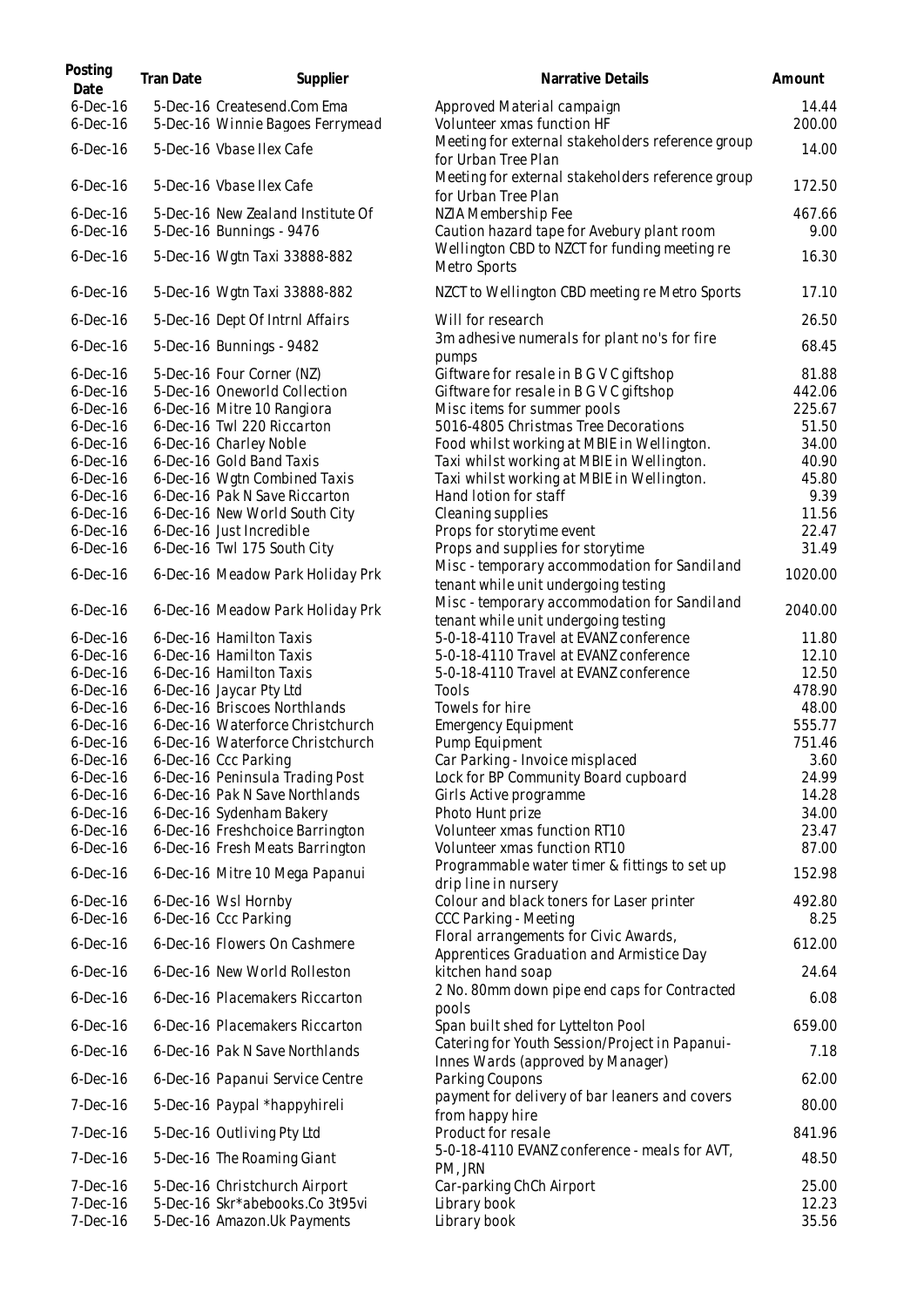| Posting Date | Tran Date | Supplier | Narrative Details | Amount |
|---|---|---|---|---|
| 6-Dec-16 | 5-Dec-16 | Createsend.Com Ema | Approved Material campaign | 14.44 |
| 6-Dec-16 | 5-Dec-16 | Winnie Bagoes Ferrymead | Volunteer xmas function HF | 200.00 |
| 6-Dec-16 | 5-Dec-16 | Vbase Ilex Cafe | Meeting for external stakeholders reference group for Urban Tree Plan | 14.00 |
| 6-Dec-16 | 5-Dec-16 | Vbase Ilex Cafe | Meeting for external stakeholders reference group for Urban Tree Plan | 172.50 |
| 6-Dec-16 | 5-Dec-16 | New Zealand Institute Of | NZIA Membership Fee | 467.66 |
| 6-Dec-16 | 5-Dec-16 | Bunnings - 9476 | Caution hazard tape for Avebury plant room | 9.00 |
| 6-Dec-16 | 5-Dec-16 | Wgtn Taxi 33888-882 | Wellington CBD to NZCT for funding meeting re Metro Sports | 16.30 |
| 6-Dec-16 | 5-Dec-16 | Wgtn Taxi 33888-882 | NZCT to Wellington CBD meeting re Metro Sports | 17.10 |
| 6-Dec-16 | 5-Dec-16 | Dept Of Intrnl Affairs | Will for research | 26.50 |
| 6-Dec-16 | 5-Dec-16 | Bunnings - 9482 | 3m adhesive numerals for plant no's for fire pumps | 68.45 |
| 6-Dec-16 | 5-Dec-16 | Four Corner (NZ) | Giftware for resale in B G V C giftshop | 81.88 |
| 6-Dec-16 | 5-Dec-16 | Oneworld Collection | Giftware for resale in B G V C giftshop | 442.06 |
| 6-Dec-16 | 6-Dec-16 | Mitre 10 Rangiora | Misc items for summer pools | 225.67 |
| 6-Dec-16 | 6-Dec-16 | Twl 220 Riccarton | 5016-4805 Christmas Tree Decorations | 51.50 |
| 6-Dec-16 | 6-Dec-16 | Charley Noble | Food whilst working at MBIE in Wellington. | 34.00 |
| 6-Dec-16 | 6-Dec-16 | Gold Band Taxis | Taxi whilst working at MBIE in Wellington. | 40.90 |
| 6-Dec-16 | 6-Dec-16 | Wgtn Combined Taxis | Taxi whilst working at MBIE in Wellington. | 45.80 |
| 6-Dec-16 | 6-Dec-16 | Pak N Save Riccarton | Hand lotion for staff | 9.39 |
| 6-Dec-16 | 6-Dec-16 | New World South City | Cleaning supplies | 11.56 |
| 6-Dec-16 | 6-Dec-16 | Just Incredible | Props for storytime event | 22.47 |
| 6-Dec-16 | 6-Dec-16 | Twl 175 South City | Props and supplies for storytime | 31.49 |
| 6-Dec-16 | 6-Dec-16 | Meadow Park Holiday Prk | Misc - temporary accommodation for Sandiland tenant while unit undergoing testing | 1020.00 |
| 6-Dec-16 | 6-Dec-16 | Meadow Park Holiday Prk | Misc - temporary accommodation for Sandiland tenant while unit undergoing testing | 2040.00 |
| 6-Dec-16 | 6-Dec-16 | Hamilton Taxis | 5-0-18-4110 Travel at EVANZ conference | 11.80 |
| 6-Dec-16 | 6-Dec-16 | Hamilton Taxis | 5-0-18-4110 Travel at EVANZ conference | 12.10 |
| 6-Dec-16 | 6-Dec-16 | Hamilton Taxis | 5-0-18-4110 Travel at EVANZ conference | 12.50 |
| 6-Dec-16 | 6-Dec-16 | Jaycar Pty Ltd | Tools | 478.90 |
| 6-Dec-16 | 6-Dec-16 | Briscoes Northlands | Towels for hire | 48.00 |
| 6-Dec-16 | 6-Dec-16 | Waterforce Christchurch | Emergency Equipment | 555.77 |
| 6-Dec-16 | 6-Dec-16 | Waterforce Christchurch | Pump Equipment | 751.46 |
| 6-Dec-16 | 6-Dec-16 | Ccc Parking | Car Parking - Invoice misplaced | 3.60 |
| 6-Dec-16 | 6-Dec-16 | Peninsula Trading Post | Lock for BP Community Board cupboard | 24.99 |
| 6-Dec-16 | 6-Dec-16 | Pak N Save Northlands | Girls Active programme | 14.28 |
| 6-Dec-16 | 6-Dec-16 | Sydenham Bakery | Photo Hunt prize | 34.00 |
| 6-Dec-16 | 6-Dec-16 | Freshchoice Barrington | Volunteer xmas function RT10 | 23.47 |
| 6-Dec-16 | 6-Dec-16 | Fresh Meats Barrington | Volunteer xmas function RT10 | 87.00 |
| 6-Dec-16 | 6-Dec-16 | Mitre 10 Mega Papanui | Programmable water timer & fittings to set up drip line in nursery | 152.98 |
| 6-Dec-16 | 6-Dec-16 | Wsl Hornby | Colour and black toners for Laser printer | 492.80 |
| 6-Dec-16 | 6-Dec-16 | Ccc Parking | CCC Parking - Meeting | 8.25 |
| 6-Dec-16 | 6-Dec-16 | Flowers On Cashmere | Floral arrangements for Civic Awards, Apprentices Graduation and Armistice Day | 612.00 |
| 6-Dec-16 | 6-Dec-16 | New World Rolleston | kitchen hand soap | 24.64 |
| 6-Dec-16 | 6-Dec-16 | Placemakers Riccarton | 2 No. 80mm down pipe end caps for Contracted pools | 6.08 |
| 6-Dec-16 | 6-Dec-16 | Placemakers Riccarton | Span built shed for Lyttelton Pool | 659.00 |
| 6-Dec-16 | 6-Dec-16 | Pak N Save Northlands | Catering for Youth Session/Project in Papanui-Innes Wards (approved by Manager) | 7.18 |
| 6-Dec-16 | 6-Dec-16 | Papanui Service Centre | Parking Coupons | 62.00 |
| 7-Dec-16 | 5-Dec-16 | Paypal *happyhireli | payment for delivery of bar leaners and covers from happy hire | 80.00 |
| 7-Dec-16 | 5-Dec-16 | Outliving Pty Ltd | Product for resale | 841.96 |
| 7-Dec-16 | 5-Dec-16 | The Roaming Giant | 5-0-18-4110 EVANZ conference - meals for AVT, PM, JRN | 48.50 |
| 7-Dec-16 | 5-Dec-16 | Christchurch Airport | Car-parking ChCh Airport | 25.00 |
| 7-Dec-16 | 5-Dec-16 | Skr*abebooks.Co 3t95vi | Library book | 12.23 |
| 7-Dec-16 | 5-Dec-16 | Amazon.Uk Payments | Library book | 35.56 |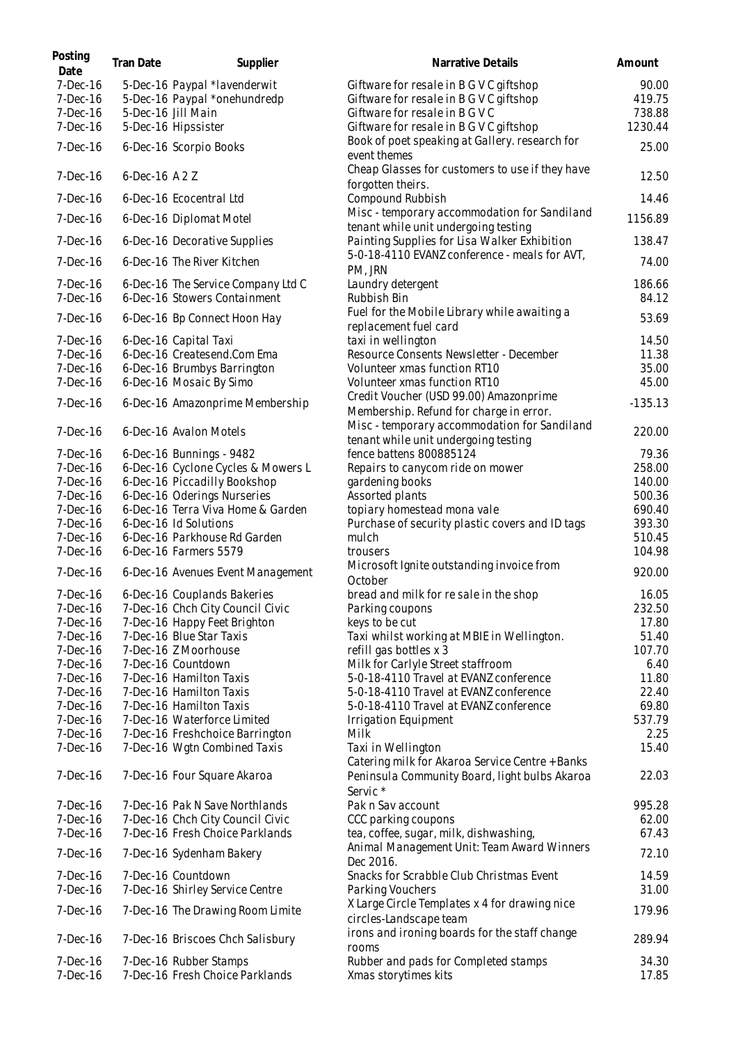| Posting Date | Tran Date | Supplier | Narrative Details | Amount |
|---|---|---|---|---|
| 7-Dec-16 | 5-Dec-16 | Paypal *lavenderwit | Giftware for resale in B G V C giftshop | 90.00 |
| 7-Dec-16 | 5-Dec-16 | Paypal *onehundredp | Giftware for resale in B G V C giftshop | 419.75 |
| 7-Dec-16 | 5-Dec-16 | Jill Main | Giftware for resale in B G V C | 738.88 |
| 7-Dec-16 | 5-Dec-16 | Hipssister | Giftware for resale in B G V C giftshop | 1230.44 |
| 7-Dec-16 | 6-Dec-16 | Scorpio Books | Book of poet speaking at Gallery. research for event themes | 25.00 |
| 7-Dec-16 | 6-Dec-16 | A 2 Z | Cheap Glasses for customers to use if they have forgotten theirs. | 12.50 |
| 7-Dec-16 | 6-Dec-16 | Ecocentral Ltd | Compound Rubbish | 14.46 |
| 7-Dec-16 | 6-Dec-16 | Diplomat Motel | Misc - temporary accommodation for Sandiland tenant while unit undergoing testing | 1156.89 |
| 7-Dec-16 | 6-Dec-16 | Decorative Supplies | Painting Supplies for Lisa Walker Exhibition | 138.47 |
| 7-Dec-16 | 6-Dec-16 | The River Kitchen | 5-0-18-4110 EVANZ conference - meals for AVT, PM, JRN | 74.00 |
| 7-Dec-16 | 6-Dec-16 | The Service Company Ltd C | Laundry detergent | 186.66 |
| 7-Dec-16 | 6-Dec-16 | Stowers Containment | Rubbish Bin | 84.12 |
| 7-Dec-16 | 6-Dec-16 | Bp Connect Hoon Hay | Fuel for the Mobile Library while awaiting a replacement fuel card | 53.69 |
| 7-Dec-16 | 6-Dec-16 | Capital Taxi | taxi in wellington | 14.50 |
| 7-Dec-16 | 6-Dec-16 | Createsend.Com Ema | Resource Consents Newsletter - December | 11.38 |
| 7-Dec-16 | 6-Dec-16 | Brumbys Barrington | Volunteer xmas function RT10 | 35.00 |
| 7-Dec-16 | 6-Dec-16 | Mosaic By Simo | Volunteer xmas function RT10 | 45.00 |
| 7-Dec-16 | 6-Dec-16 | Amazonprime Membership | Credit Voucher (USD 99.00) Amazonprime Membership. Refund for charge in error. | -135.13 |
| 7-Dec-16 | 6-Dec-16 | Avalon Motels | Misc - temporary accommodation for Sandiland tenant while unit undergoing testing | 220.00 |
| 7-Dec-16 | 6-Dec-16 | Bunnings - 9482 | fence battens 800885124 | 79.36 |
| 7-Dec-16 | 6-Dec-16 | Cyclone Cycles & Mowers L | Repairs to canycom ride on mower | 258.00 |
| 7-Dec-16 | 6-Dec-16 | Piccadilly Bookshop | gardening books | 140.00 |
| 7-Dec-16 | 6-Dec-16 | Oderings Nurseries | Assorted plants | 500.36 |
| 7-Dec-16 | 6-Dec-16 | Terra Viva Home & Garden | topiary homestead mona vale | 690.40 |
| 7-Dec-16 | 6-Dec-16 | Id Solutions | Purchase of security plastic covers and ID tags | 393.30 |
| 7-Dec-16 | 6-Dec-16 | Parkhouse Rd Garden | mulch | 510.45 |
| 7-Dec-16 | 6-Dec-16 | Farmers 5579 | trousers | 104.98 |
| 7-Dec-16 | 6-Dec-16 | Avenues Event Management | Microsoft Ignite outstanding invoice from October | 920.00 |
| 7-Dec-16 | 6-Dec-16 | Couplands Bakeries | bread and milk for re sale in the shop | 16.05 |
| 7-Dec-16 | 7-Dec-16 | Chch City Council Civic | Parking coupons | 232.50 |
| 7-Dec-16 | 7-Dec-16 | Happy Feet Brighton | keys to be cut | 17.80 |
| 7-Dec-16 | 7-Dec-16 | Blue Star Taxis | Taxi whilst working at MBIE in Wellington. | 51.40 |
| 7-Dec-16 | 7-Dec-16 | Z Moorhouse | refill gas bottles x 3 | 107.70 |
| 7-Dec-16 | 7-Dec-16 | Countdown | Milk for Carlyle Street staffroom | 6.40 |
| 7-Dec-16 | 7-Dec-16 | Hamilton Taxis | 5-0-18-4110 Travel at EVANZ conference | 11.80 |
| 7-Dec-16 | 7-Dec-16 | Hamilton Taxis | 5-0-18-4110 Travel at EVANZ conference | 22.40 |
| 7-Dec-16 | 7-Dec-16 | Hamilton Taxis | 5-0-18-4110 Travel at EVANZ conference | 69.80 |
| 7-Dec-16 | 7-Dec-16 | Waterforce Limited | Irrigation Equipment | 537.79 |
| 7-Dec-16 | 7-Dec-16 | Freshchoice Barrington | Milk | 2.25 |
| 7-Dec-16 | 7-Dec-16 | Wgtn Combined Taxis | Taxi in Wellington | 15.40 |
| 7-Dec-16 | 7-Dec-16 | Four Square Akaroa | Catering milk for Akaroa Service Centre + Banks Peninsula Community Board, light bulbs Akaroa Servic * | 22.03 |
| 7-Dec-16 | 7-Dec-16 | Pak N Save Northlands | Pak n Sav account | 995.28 |
| 7-Dec-16 | 7-Dec-16 | Chch City Council Civic | CCC parking coupons | 62.00 |
| 7-Dec-16 | 7-Dec-16 | Fresh Choice Parklands | tea, coffee, sugar, milk, dishwashing, | 67.43 |
| 7-Dec-16 | 7-Dec-16 | Sydenham Bakery | Animal Management Unit: Team Award Winners Dec 2016. | 72.10 |
| 7-Dec-16 | 7-Dec-16 | Countdown | Snacks for Scrabble Club Christmas Event | 14.59 |
| 7-Dec-16 | 7-Dec-16 | Shirley Service Centre | Parking Vouchers | 31.00 |
| 7-Dec-16 | 7-Dec-16 | The Drawing Room Limite | X Large Circle Templates x 4 for drawing nice circles-Landscape team | 179.96 |
| 7-Dec-16 | 7-Dec-16 | Briscoes Chch Salisbury | irons and ironing boards for the staff change rooms | 289.94 |
| 7-Dec-16 | 7-Dec-16 | Rubber Stamps | Rubber and pads for Completed stamps | 34.30 |
| 7-Dec-16 | 7-Dec-16 | Fresh Choice Parklands | Xmas storytimes kits | 17.85 |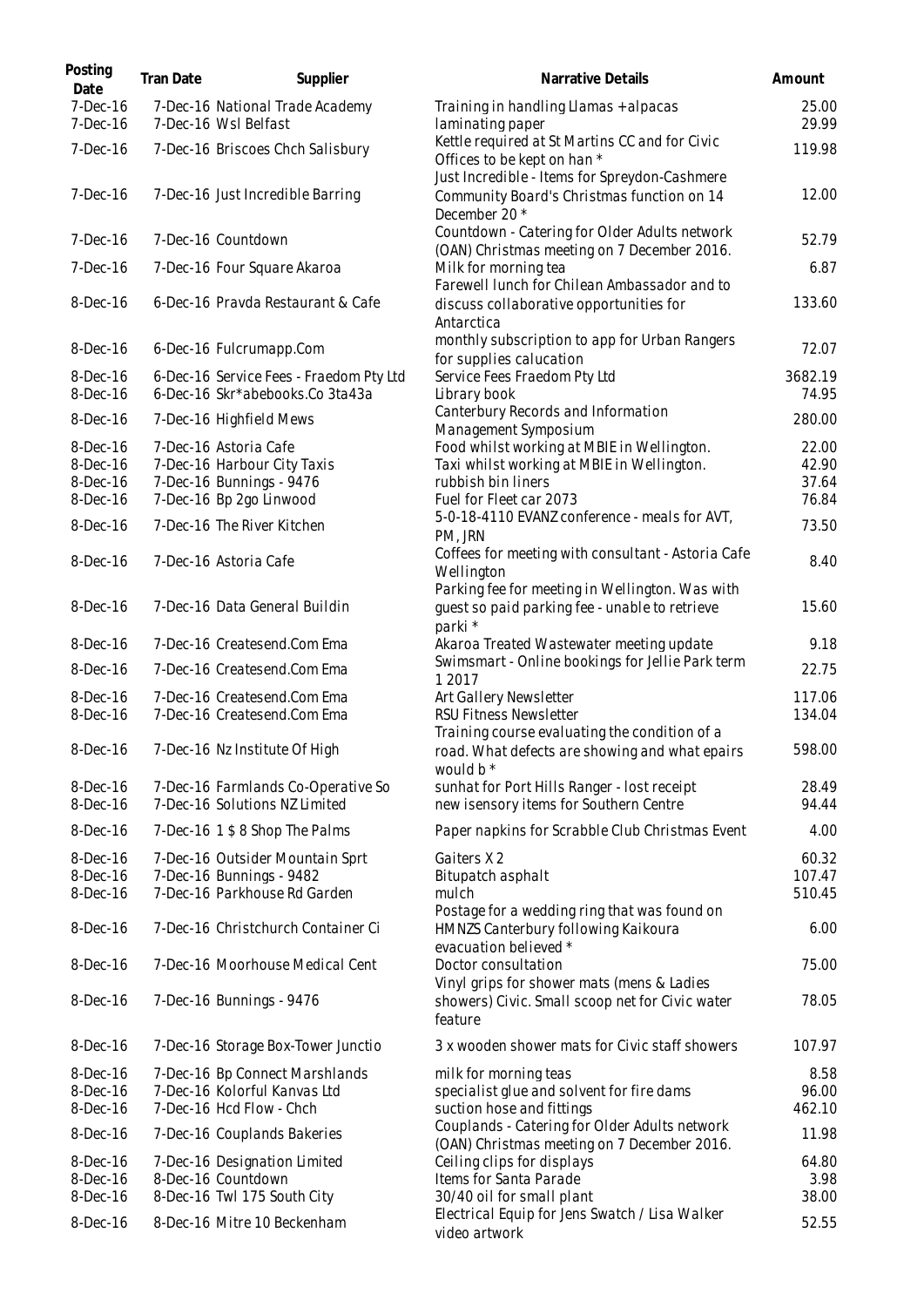| Posting Date | Tran Date | Supplier | Narrative Details | Amount |
|---|---|---|---|---|
| 7-Dec-16 | 7-Dec-16 | National Trade Academy | Training in handling Llamas + alpacas | 25.00 |
| 7-Dec-16 | 7-Dec-16 | Wsl Belfast | laminating paper | 29.99 |
| 7-Dec-16 | 7-Dec-16 | Briscoes Chch Salisbury | Kettle required at St Martins CC and for Civic Offices to be kept on han * | 119.98 |
| 7-Dec-16 | 7-Dec-16 | Just Incredible Barring | Just Incredible - Items for Spreydon-Cashmere Community Board's Christmas function on 14 December 20 * | 12.00 |
| 7-Dec-16 | 7-Dec-16 | Countdown | Countdown - Catering for Older Adults network (OAN) Christmas meeting on 7 December 2016. | 52.79 |
| 7-Dec-16 | 7-Dec-16 | Four Square Akaroa | Milk for morning tea | 6.87 |
| 8-Dec-16 | 6-Dec-16 | Pravda Restaurant & Cafe | Farewell lunch for Chilean Ambassador and to discuss collaborative opportunities for Antarctica | 133.60 |
| 8-Dec-16 | 6-Dec-16 | Fulcrumapp.Com | monthly subscription to app for Urban Rangers for supplies calucation | 72.07 |
| 8-Dec-16 | 6-Dec-16 | Service Fees - Fraedom Pty Ltd | Service Fees Fraedom Pty Ltd | 3682.19 |
| 8-Dec-16 | 6-Dec-16 | Skr*abebooks.Co 3ta43a | Library book | 74.95 |
| 8-Dec-16 | 7-Dec-16 | Highfield Mews | Canterbury Records and Information Management Symposium | 280.00 |
| 8-Dec-16 | 7-Dec-16 | Astoria Cafe | Food whilst working at MBIE in Wellington. | 22.00 |
| 8-Dec-16 | 7-Dec-16 | Harbour City Taxis | Taxi whilst working at MBIE in Wellington. | 42.90 |
| 8-Dec-16 | 7-Dec-16 | Bunnings - 9476 | rubbish bin liners | 37.64 |
| 8-Dec-16 | 7-Dec-16 | Bp 2go Linwood | Fuel for Fleet car 2073 | 76.84 |
| 8-Dec-16 | 7-Dec-16 | The River Kitchen | 5-0-18-4110 EVANZ conference - meals for AVT, PM, JRN | 73.50 |
| 8-Dec-16 | 7-Dec-16 | Astoria Cafe | Coffees for meeting with consultant - Astoria Cafe Wellington | 8.40 |
| 8-Dec-16 | 7-Dec-16 | Data General Buildin | Parking fee for meeting in Wellington. Was with guest so paid parking fee - unable to retrieve parki * | 15.60 |
| 8-Dec-16 | 7-Dec-16 | Createsend.Com Ema | Akaroa Treated Wastewater meeting update | 9.18 |
| 8-Dec-16 | 7-Dec-16 | Createsend.Com Ema | Swimsmart - Online bookings for Jellie Park term 1 2017 | 22.75 |
| 8-Dec-16 | 7-Dec-16 | Createsend.Com Ema | Art Gallery Newsletter | 117.06 |
| 8-Dec-16 | 7-Dec-16 | Createsend.Com Ema | RSU Fitness Newsletter | 134.04 |
| 8-Dec-16 | 7-Dec-16 | Nz Institute Of High | Training course evaluating the condition of a road. What defects are showing and what epairs would b * | 598.00 |
| 8-Dec-16 | 7-Dec-16 | Farmlands Co-Operative So | sunhat for Port Hills Ranger - lost receipt | 28.49 |
| 8-Dec-16 | 7-Dec-16 | Solutions NZ Limited | new isensory items for Southern Centre | 94.44 |
| 8-Dec-16 | 7-Dec-16 | 1 $ 8 Shop The Palms | Paper napkins for Scrabble Club Christmas Event | 4.00 |
| 8-Dec-16 | 7-Dec-16 | Outsider Mountain Sprt | Gaiters X 2 | 60.32 |
| 8-Dec-16 | 7-Dec-16 | Bunnings - 9482 | Bitupatch asphalt | 107.47 |
| 8-Dec-16 | 7-Dec-16 | Parkhouse Rd Garden | mulch | 510.45 |
| 8-Dec-16 | 7-Dec-16 | Christchurch Container Ci | Postage for a wedding ring that was found on HMNZS Canterbury following Kaikoura evacuation believed * | 6.00 |
| 8-Dec-16 | 7-Dec-16 | Moorhouse Medical Cent | Doctor consultation | 75.00 |
| 8-Dec-16 | 7-Dec-16 | Bunnings - 9476 | Vinyl grips for shower mats (mens & Ladies showers) Civic. Small scoop net for Civic water feature | 78.05 |
| 8-Dec-16 | 7-Dec-16 | Storage Box-Tower Junctio | 3 x wooden shower mats for Civic staff showers | 107.97 |
| 8-Dec-16 | 7-Dec-16 | Bp Connect Marshlands | milk for morning teas | 8.58 |
| 8-Dec-16 | 7-Dec-16 | Kolorful Kanvas Ltd | specialist glue and solvent for fire dams | 96.00 |
| 8-Dec-16 | 7-Dec-16 | Hcd Flow - Chch | suction hose and fittings | 462.10 |
| 8-Dec-16 | 7-Dec-16 | Couplands Bakeries | Couplands - Catering for Older Adults network (OAN) Christmas meeting on 7 December 2016. | 11.98 |
| 8-Dec-16 | 7-Dec-16 | Designation Limited | Ceiling clips for displays | 64.80 |
| 8-Dec-16 | 8-Dec-16 | Countdown | Items for Santa Parade | 3.98 |
| 8-Dec-16 | 8-Dec-16 | Twl 175 South City | 30/40 oil for small plant | 38.00 |
| 8-Dec-16 | 8-Dec-16 | Mitre 10 Beckenham | Electrical Equip for Jens Swatch / Lisa Walker video artwork | 52.55 |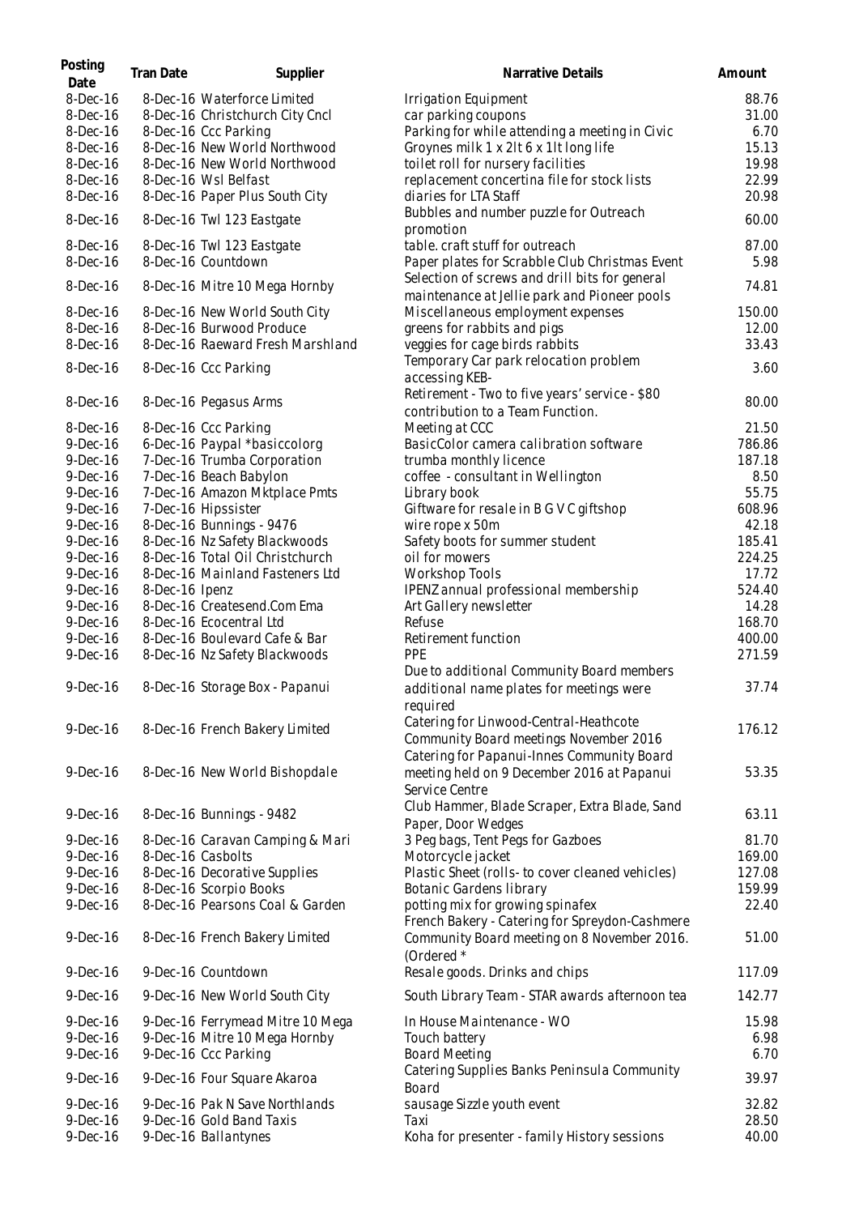| Posting Date | Tran Date | Supplier | Narrative Details | Amount |
|---|---|---|---|---|
| 8-Dec-16 | 8-Dec-16 | Waterforce Limited | Irrigation Equipment | 88.76 |
| 8-Dec-16 | 8-Dec-16 | Christchurch City Cncl | car parking coupons | 31.00 |
| 8-Dec-16 | 8-Dec-16 | Ccc Parking | Parking for while attending a meeting in Civic | 6.70 |
| 8-Dec-16 | 8-Dec-16 | New World Northwood | Groynes milk 1 x 2lt 6 x 1lt long life | 15.13 |
| 8-Dec-16 | 8-Dec-16 | New World Northwood | toilet roll for nursery facilities | 19.98 |
| 8-Dec-16 | 8-Dec-16 | Wsl Belfast | replacement concertina file for stock lists | 22.99 |
| 8-Dec-16 | 8-Dec-16 | Paper Plus South City | diaries for LTA Staff | 20.98 |
| 8-Dec-16 | 8-Dec-16 | Twl 123 Eastgate | Bubbles and number puzzle for Outreach promotion | 60.00 |
| 8-Dec-16 | 8-Dec-16 | Twl 123 Eastgate | table. craft stuff for outreach | 87.00 |
| 8-Dec-16 | 8-Dec-16 | Countdown | Paper plates for Scrabble Club Christmas Event | 5.98 |
| 8-Dec-16 | 8-Dec-16 | Mitre 10 Mega Hornby | Selection of screws and drill bits for general maintenance at Jellie park and Pioneer pools | 74.81 |
| 8-Dec-16 | 8-Dec-16 | New World South City | Miscellaneous employment expenses | 150.00 |
| 8-Dec-16 | 8-Dec-16 | Burwood Produce | greens for rabbits and pigs | 12.00 |
| 8-Dec-16 | 8-Dec-16 | Raeward Fresh Marshland | veggies for cage birds rabbits | 33.43 |
| 8-Dec-16 | 8-Dec-16 | Ccc Parking | Temporary Car park relocation problem accessing KEB- | 3.60 |
| 8-Dec-16 | 8-Dec-16 | Pegasus Arms | Retirement - Two to five years' service - $80 contribution to a Team Function. | 80.00 |
| 8-Dec-16 | 8-Dec-16 | Ccc Parking | Meeting at CCC | 21.50 |
| 9-Dec-16 | 6-Dec-16 | Paypal *basiccolorg | BasicColor camera calibration software | 786.86 |
| 9-Dec-16 | 7-Dec-16 | Trumba Corporation | trumba monthly licence | 187.18 |
| 9-Dec-16 | 7-Dec-16 | Beach Babylon | coffee - consultant in Wellington | 8.50 |
| 9-Dec-16 | 7-Dec-16 | Amazon Mktplace Pmts | Library book | 55.75 |
| 9-Dec-16 | 7-Dec-16 | Hipssister | Giftware for resale in B G V C giftshop | 608.96 |
| 9-Dec-16 | 8-Dec-16 | Bunnings - 9476 | wire rope x 50m | 42.18 |
| 9-Dec-16 | 8-Dec-16 | Nz Safety Blackwoods | Safety boots for summer student | 185.41 |
| 9-Dec-16 | 8-Dec-16 | Total Oil Christchurch | oil for mowers | 224.25 |
| 9-Dec-16 | 8-Dec-16 | Mainland Fasteners Ltd | Workshop Tools | 17.72 |
| 9-Dec-16 | 8-Dec-16 | Ipenz | IPENZ annual professional membership | 524.40 |
| 9-Dec-16 | 8-Dec-16 | Createsend.Com Ema | Art Gallery newsletter | 14.28 |
| 9-Dec-16 | 8-Dec-16 | Ecocentral Ltd | Refuse | 168.70 |
| 9-Dec-16 | 8-Dec-16 | Boulevard Cafe & Bar | Retirement function | 400.00 |
| 9-Dec-16 | 8-Dec-16 | Nz Safety Blackwoods | PPE | 271.59 |
| 9-Dec-16 | 8-Dec-16 | Storage Box - Papanui | Due to additional Community Board members additional name plates for meetings were required | 37.74 |
| 9-Dec-16 | 8-Dec-16 | French Bakery Limited | Catering for Linwood-Central-Heathcote Community Board meetings November 2016 | 176.12 |
| 9-Dec-16 | 8-Dec-16 | New World Bishopdale | Catering for Papanui-Innes Community Board meeting held on 9 December 2016 at Papanui Service Centre | 53.35 |
| 9-Dec-16 | 8-Dec-16 | Bunnings - 9482 | Club Hammer, Blade Scraper, Extra Blade, Sand Paper, Door Wedges | 63.11 |
| 9-Dec-16 | 8-Dec-16 | Caravan Camping & Mari | 3 Peg bags, Tent Pegs for Gazboes | 81.70 |
| 9-Dec-16 | 8-Dec-16 | Casbolts | Motorcycle jacket | 169.00 |
| 9-Dec-16 | 8-Dec-16 | Decorative Supplies | Plastic Sheet (rolls- to cover cleaned vehicles) | 127.08 |
| 9-Dec-16 | 8-Dec-16 | Scorpio Books | Botanic Gardens library | 159.99 |
| 9-Dec-16 | 8-Dec-16 | Pearsons Coal & Garden | potting mix for growing spinafex | 22.40 |
| 9-Dec-16 | 8-Dec-16 | French Bakery Limited | French Bakery - Catering for Spreydon-Cashmere Community Board meeting on 8 November 2016. (Ordered * | 51.00 |
| 9-Dec-16 | 9-Dec-16 | Countdown | Resale goods. Drinks and chips | 117.09 |
| 9-Dec-16 | 9-Dec-16 | New World South City | South Library Team - STAR awards afternoon tea | 142.77 |
| 9-Dec-16 | 9-Dec-16 | Ferrymead Mitre 10 Mega | In House Maintenance - WO | 15.98 |
| 9-Dec-16 | 9-Dec-16 | Mitre 10 Mega Hornby | Touch battery | 6.98 |
| 9-Dec-16 | 9-Dec-16 | Ccc Parking | Board Meeting | 6.70 |
| 9-Dec-16 | 9-Dec-16 | Four Square Akaroa | Catering Supplies Banks Peninsula Community Board | 39.97 |
| 9-Dec-16 | 9-Dec-16 | Pak N Save Northlands | sausage Sizzle youth event | 32.82 |
| 9-Dec-16 | 9-Dec-16 | Gold Band Taxis | Taxi | 28.50 |
| 9-Dec-16 | 9-Dec-16 | Ballantynes | Koha for presenter - family History sessions | 40.00 |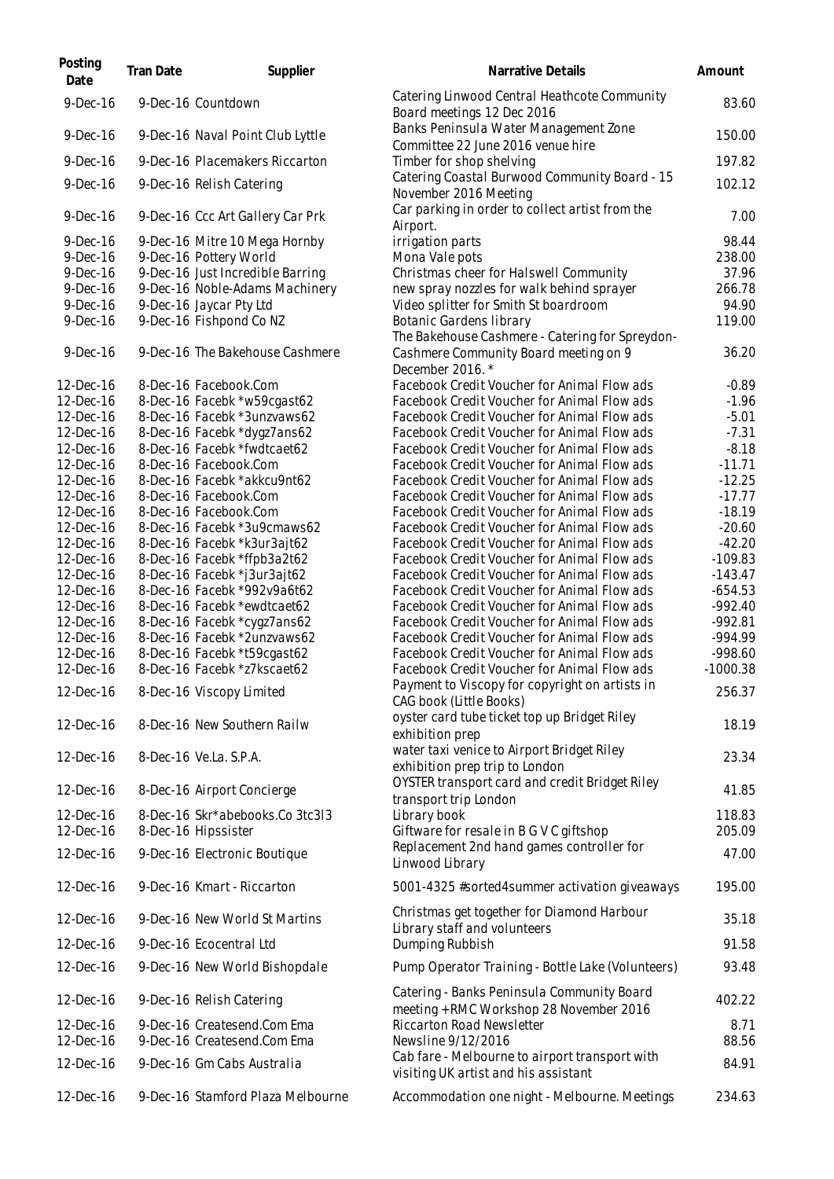| Posting Date | Tran Date | Supplier | Narrative Details | Amount |
|---|---|---|---|---|
| 9-Dec-16 | 9-Dec-16 | Countdown | Catering Linwood Central Heathcote Community Board meetings 12 Dec 2016 | 83.60 |
| 9-Dec-16 | 9-Dec-16 | Naval Point Club Lyttle | Banks Peninsula Water Management Zone Committee 22 June 2016 venue hire | 150.00 |
| 9-Dec-16 | 9-Dec-16 | Placemakers Riccarton | Timber for shop shelving | 197.82 |
| 9-Dec-16 | 9-Dec-16 | Relish Catering | Catering Coastal Burwood Community Board - 15 November 2016 Meeting | 102.12 |
| 9-Dec-16 | 9-Dec-16 | Ccc Art Gallery Car Prk | Car parking in order to collect artist from the Airport. | 7.00 |
| 9-Dec-16 | 9-Dec-16 | Mitre 10 Mega Hornby | irrigation parts | 98.44 |
| 9-Dec-16 | 9-Dec-16 | Pottery World | Mona Vale pots | 238.00 |
| 9-Dec-16 | 9-Dec-16 | Just Incredible Barring | Christmas cheer for Halswell Community | 37.96 |
| 9-Dec-16 | 9-Dec-16 | Noble-Adams Machinery | new spray nozzles for walk behind sprayer | 266.78 |
| 9-Dec-16 | 9-Dec-16 | Jaycar Pty Ltd | Video splitter for Smith St boardroom | 94.90 |
| 9-Dec-16 | 9-Dec-16 | Fishpond Co NZ | Botanic Gardens library | 119.00 |
| 9-Dec-16 | 9-Dec-16 | The Bakehouse Cashmere | The Bakehouse Cashmere - Catering for Spreydon-Cashmere Community Board meeting on 9 December 2016. * | 36.20 |
| 12-Dec-16 | 8-Dec-16 | Facebook.Com | Facebook Credit Voucher for Animal Flow ads | -0.89 |
| 12-Dec-16 | 8-Dec-16 | Facebk *w59cgast62 | Facebook Credit Voucher for Animal Flow ads | -1.96 |
| 12-Dec-16 | 8-Dec-16 | Facebk *3unzvaws62 | Facebook Credit Voucher for Animal Flow ads | -5.01 |
| 12-Dec-16 | 8-Dec-16 | Facebk *dygz7ans62 | Facebook Credit Voucher for Animal Flow ads | -7.31 |
| 12-Dec-16 | 8-Dec-16 | Facebk *fwdtcaet62 | Facebook Credit Voucher for Animal Flow ads | -8.18 |
| 12-Dec-16 | 8-Dec-16 | Facebook.Com | Facebook Credit Voucher for Animal Flow ads | -11.71 |
| 12-Dec-16 | 8-Dec-16 | Facebk *akkcu9nt62 | Facebook Credit Voucher for Animal Flow ads | -12.25 |
| 12-Dec-16 | 8-Dec-16 | Facebook.Com | Facebook Credit Voucher for Animal Flow ads | -17.77 |
| 12-Dec-16 | 8-Dec-16 | Facebook.Com | Facebook Credit Voucher for Animal Flow ads | -18.19 |
| 12-Dec-16 | 8-Dec-16 | Facebk *3u9cmaws62 | Facebook Credit Voucher for Animal Flow ads | -20.60 |
| 12-Dec-16 | 8-Dec-16 | Facebk *k3ur3ajt62 | Facebook Credit Voucher for Animal Flow ads | -42.20 |
| 12-Dec-16 | 8-Dec-16 | Facebk *ffpb3a2t62 | Facebook Credit Voucher for Animal Flow ads | -109.83 |
| 12-Dec-16 | 8-Dec-16 | Facebk *j3ur3ajt62 | Facebook Credit Voucher for Animal Flow ads | -143.47 |
| 12-Dec-16 | 8-Dec-16 | Facebk *992v9a6t62 | Facebook Credit Voucher for Animal Flow ads | -654.53 |
| 12-Dec-16 | 8-Dec-16 | Facebk *ewdtcaet62 | Facebook Credit Voucher for Animal Flow ads | -992.40 |
| 12-Dec-16 | 8-Dec-16 | Facebk *cygz7ans62 | Facebook Credit Voucher for Animal Flow ads | -992.81 |
| 12-Dec-16 | 8-Dec-16 | Facebk *2unzvaws62 | Facebook Credit Voucher for Animal Flow ads | -994.99 |
| 12-Dec-16 | 8-Dec-16 | Facebk *t59cgast62 | Facebook Credit Voucher for Animal Flow ads | -998.60 |
| 12-Dec-16 | 8-Dec-16 | Facebk *z7kscaet62 | Facebook Credit Voucher for Animal Flow ads | -1000.38 |
| 12-Dec-16 | 8-Dec-16 | Viscopy Limited | Payment to Viscopy for copyright on artists in CAG book (Little Books) | 256.37 |
| 12-Dec-16 | 8-Dec-16 | New Southern Railw | oyster card tube ticket top up Bridget Riley exhibition prep | 18.19 |
| 12-Dec-16 | 8-Dec-16 | Ve.La. S.P.A. | water taxi venice to Airport Bridget Riley exhibition prep trip to London | 23.34 |
| 12-Dec-16 | 8-Dec-16 | Airport Concierge | OYSTER transport card and credit Bridget Riley transport trip London | 41.85 |
| 12-Dec-16 | 8-Dec-16 | Skr*abebooks.Co 3tc3l3 | Library book | 118.83 |
| 12-Dec-16 | 8-Dec-16 | Hipssister | Giftware for resale in B G V C giftshop | 205.09 |
| 12-Dec-16 | 9-Dec-16 | Electronic Boutique | Replacement 2nd hand games controller for Linwood Library | 47.00 |
| 12-Dec-16 | 9-Dec-16 | Kmart - Riccarton | 5001-4325 #sorted4summer activation giveaways | 195.00 |
| 12-Dec-16 | 9-Dec-16 | New World St Martins | Christmas get together for Diamond Harbour Library staff and volunteers | 35.18 |
| 12-Dec-16 | 9-Dec-16 | Ecocentral Ltd | Dumping Rubbish | 91.58 |
| 12-Dec-16 | 9-Dec-16 | New World Bishopdale | Pump Operator Training - Bottle Lake (Volunteers) | 93.48 |
| 12-Dec-16 | 9-Dec-16 | Relish Catering | Catering - Banks Peninsula Community Board meeting + RMC Workshop 28 November 2016 | 402.22 |
| 12-Dec-16 | 9-Dec-16 | Createsend.Com Ema | Riccarton Road Newsletter | 8.71 |
| 12-Dec-16 | 9-Dec-16 | Createsend.Com Ema | Newsline 9/12/2016 | 88.56 |
| 12-Dec-16 | 9-Dec-16 | Gm Cabs Australia | Cab fare - Melbourne to airport transport with visiting UK artist and his assistant | 84.91 |
| 12-Dec-16 | 9-Dec-16 | Stamford Plaza Melbourne | Accommodation one night - Melbourne. Meetings | 234.63 |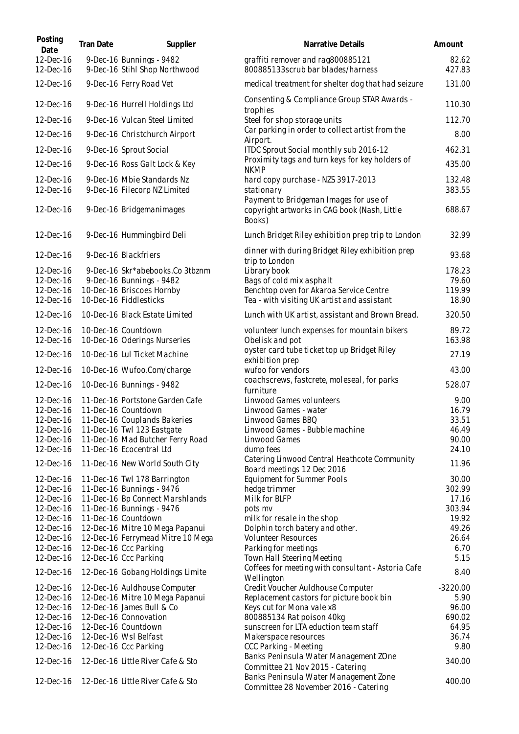| Posting Date | Tran Date | Supplier | Narrative Details | Amount |
|---|---|---|---|---|
| 12-Dec-16 | 9-Dec-16 | Bunnings - 9482 | graffiti remover and rag800885121 | 82.62 |
| 12-Dec-16 | 9-Dec-16 | Stihl Shop Northwood | 800885133scrub bar blades/harness | 427.83 |
| 12-Dec-16 | 9-Dec-16 | Ferry Road Vet | medical treatment for shelter dog that had seizure | 131.00 |
| 12-Dec-16 | 9-Dec-16 | Hurrell Holdings Ltd | Consenting & Compliance Group STAR Awards - trophies | 110.30 |
| 12-Dec-16 | 9-Dec-16 | Vulcan Steel Limited | Steel for shop storage units | 112.70 |
| 12-Dec-16 | 9-Dec-16 | Christchurch Airport | Car parking in order to collect artist from the Airport. | 8.00 |
| 12-Dec-16 | 9-Dec-16 | Sprout Social | ITDC Sprout Social monthly sub 2016-12 | 462.31 |
| 12-Dec-16 | 9-Dec-16 | Ross Galt Lock & Key | Proximity tags and turn keys for key holders of NKMP | 435.00 |
| 12-Dec-16 | 9-Dec-16 | Mbie Standards Nz | hard copy purchase - NZS 3917-2013 | 132.48 |
| 12-Dec-16 | 9-Dec-16 | Filecorp NZ Limited | stationary | 383.55 |
| 12-Dec-16 | 9-Dec-16 | Bridgemanimages | Payment to Bridgeman Images for use of copyright artworks in CAG book (Nash, Little Books) | 688.67 |
| 12-Dec-16 | 9-Dec-16 | Hummingbird Deli | Lunch Bridget Riley exhibition prep trip to London | 32.99 |
| 12-Dec-16 | 9-Dec-16 | Blackfriers | dinner with during Bridget Riley exhibition prep trip to London | 93.68 |
| 12-Dec-16 | 9-Dec-16 | Skr*abebooks.Co 3tbznm | Library book | 178.23 |
| 12-Dec-16 | 9-Dec-16 | Bunnings - 9482 | Bags of cold mix asphalt | 79.60 |
| 12-Dec-16 | 10-Dec-16 | Briscoes Hornby | Benchtop oven for Akaroa Service Centre | 119.99 |
| 12-Dec-16 | 10-Dec-16 | Fiddlesticks | Tea - with visiting UK artist and assistant | 18.90 |
| 12-Dec-16 | 10-Dec-16 | Black Estate Limited | Lunch with UK artist, assistant and Brown Bread. | 320.50 |
| 12-Dec-16 | 10-Dec-16 | Countdown | volunteer lunch expenses for mountain bikers | 89.72 |
| 12-Dec-16 | 10-Dec-16 | Oderings Nurseries | Obelisk and pot | 163.98 |
| 12-Dec-16 | 10-Dec-16 | Lul Ticket Machine | oyster card tube ticket top up Bridget Riley exhibition prep | 27.19 |
| 12-Dec-16 | 10-Dec-16 | Wufoo.Com/charge | wufoo for vendors | 43.00 |
| 12-Dec-16 | 10-Dec-16 | Bunnings - 9482 | coachscrews, fastcrete, moleseal, for parks furniture | 528.07 |
| 12-Dec-16 | 11-Dec-16 | Portstone Garden Cafe | Linwood Games volunteers | 9.00 |
| 12-Dec-16 | 11-Dec-16 | Countdown | Linwood Games - water | 16.79 |
| 12-Dec-16 | 11-Dec-16 | Couplands Bakeries | Linwood Games BBQ | 33.51 |
| 12-Dec-16 | 11-Dec-16 | Twl 123 Eastgate | Linwood Games - Bubble machine | 46.49 |
| 12-Dec-16 | 11-Dec-16 | Mad Butcher Ferry Road | Linwood Games | 90.00 |
| 12-Dec-16 | 11-Dec-16 | Ecocentral Ltd | dump fees | 24.10 |
| 12-Dec-16 | 11-Dec-16 | New World South City | Catering Linwood Central Heathcote Community Board meetings 12 Dec 2016 | 11.96 |
| 12-Dec-16 | 11-Dec-16 | Twl 178 Barrington | Equipment for Summer Pools | 30.00 |
| 12-Dec-16 | 11-Dec-16 | Bunnings - 9476 | hedge trimmer | 302.99 |
| 12-Dec-16 | 11-Dec-16 | Bp Connect Marshlands | Milk for BLFP | 17.16 |
| 12-Dec-16 | 11-Dec-16 | Bunnings - 9476 | pots mv | 303.94 |
| 12-Dec-16 | 11-Dec-16 | Countdown | milk for resale in the shop | 19.92 |
| 12-Dec-16 | 12-Dec-16 | Mitre 10 Mega Papanui | Dolphin torch batery and other. | 49.26 |
| 12-Dec-16 | 12-Dec-16 | Ferrymead Mitre 10 Mega | Volunteer Resources | 26.64 |
| 12-Dec-16 | 12-Dec-16 | Ccc Parking | Parking for meetings | 6.70 |
| 12-Dec-16 | 12-Dec-16 | Ccc Parking | Town Hall Steering Meeting | 5.15 |
| 12-Dec-16 | 12-Dec-16 | Gobang Holdings Limite | Coffees for meeting with consultant - Astoria Cafe Wellington | 8.40 |
| 12-Dec-16 | 12-Dec-16 | Auldhouse Computer | Credit Voucher Auldhouse Computer | -3220.00 |
| 12-Dec-16 | 12-Dec-16 | Mitre 10 Mega Papanui | Replacement castors for picture book bin | 5.90 |
| 12-Dec-16 | 12-Dec-16 | James Bull & Co | Keys cut for Mona vale x8 | 96.00 |
| 12-Dec-16 | 12-Dec-16 | Connovation | 800885134 Rat poison 40kg | 690.02 |
| 12-Dec-16 | 12-Dec-16 | Countdown | sunscreen for LTA eduction team staff | 64.95 |
| 12-Dec-16 | 12-Dec-16 | Wsl Belfast | Makerspace resources | 36.74 |
| 12-Dec-16 | 12-Dec-16 | Ccc Parking | CCC Parking - Meeting | 9.80 |
| 12-Dec-16 | 12-Dec-16 | Little River Cafe & Sto | Banks Peninsula Water Management ZOne Committee 21 Nov 2015 - Catering | 340.00 |
| 12-Dec-16 | 12-Dec-16 | Little River Cafe & Sto | Banks Peninsula Water Management Zone Committee 28 November 2016 - Catering | 400.00 |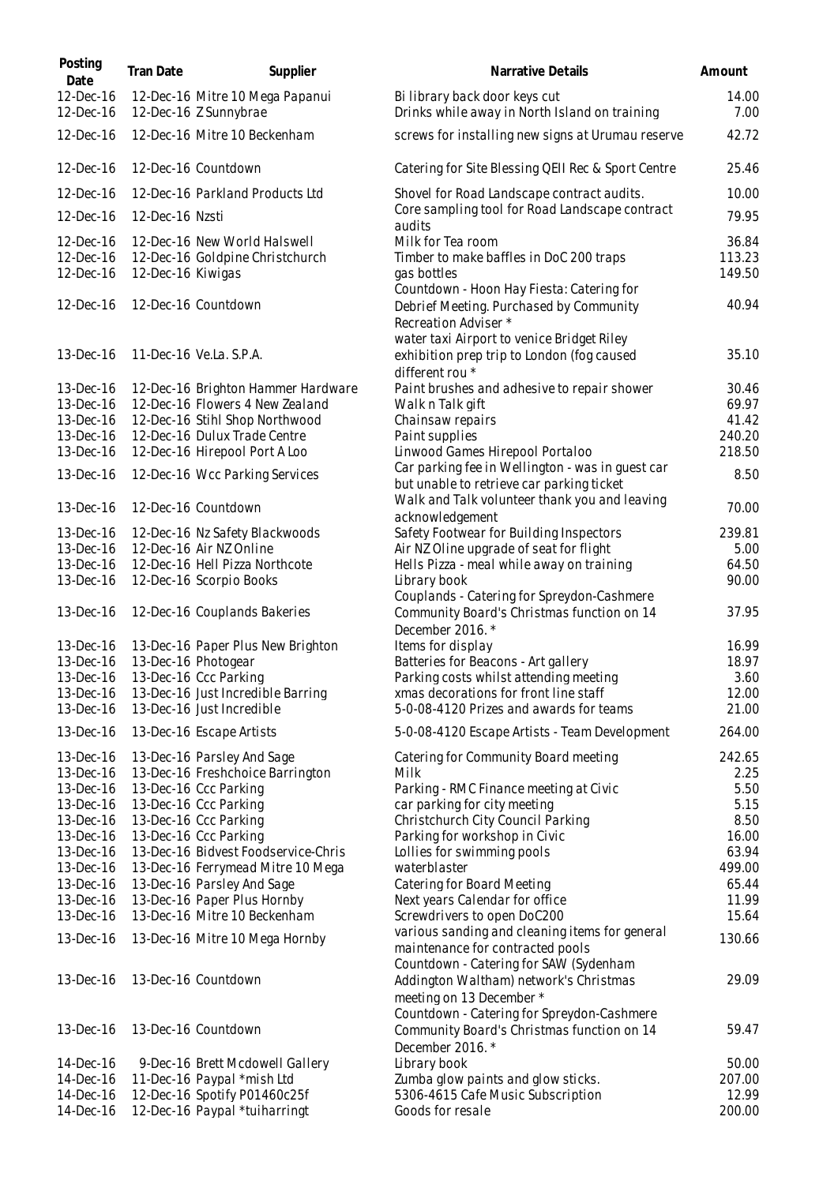| Posting Date | Tran Date | Supplier | Narrative Details | Amount |
|---|---|---|---|---|
| 12-Dec-16 | 12-Dec-16 | Mitre 10 Mega Papanui | Bi library back door keys cut | 14.00 |
| 12-Dec-16 | 12-Dec-16 | Z Sunnybrae | Drinks while away in North Island on training | 7.00 |
| 12-Dec-16 | 12-Dec-16 | Mitre 10 Beckenham | screws for installing new signs at Urumau reserve | 42.72 |
| 12-Dec-16 | 12-Dec-16 | Countdown | Catering for Site Blessing QEII Rec & Sport Centre | 25.46 |
| 12-Dec-16 | 12-Dec-16 | Parkland Products Ltd | Shovel for Road Landscape contract audits. | 10.00 |
| 12-Dec-16 | 12-Dec-16 | Nzsti | Core sampling tool for Road Landscape contract audits | 79.95 |
| 12-Dec-16 | 12-Dec-16 | New World Halswell | Milk for Tea room | 36.84 |
| 12-Dec-16 | 12-Dec-16 | Goldpine Christchurch | Timber to make baffles in DoC 200 traps | 113.23 |
| 12-Dec-16 | 12-Dec-16 | Kiwigas | gas bottles | 149.50 |
| 12-Dec-16 | 12-Dec-16 | Countdown | Countdown - Hoon Hay Fiesta: Catering for Debrief Meeting. Purchased by Community Recreation Adviser * | 40.94 |
| 13-Dec-16 | 11-Dec-16 | Ve.La. S.P.A. | water taxi Airport to venice Bridget Riley exhibition prep trip to London (fog caused different rou * | 35.10 |
| 13-Dec-16 | 12-Dec-16 | Brighton Hammer Hardware | Paint brushes and adhesive to repair shower | 30.46 |
| 13-Dec-16 | 12-Dec-16 | Flowers 4 New Zealand | Walk n Talk gift | 69.97 |
| 13-Dec-16 | 12-Dec-16 | Stihl Shop Northwood | Chainsaw repairs | 41.42 |
| 13-Dec-16 | 12-Dec-16 | Dulux Trade Centre | Paint supplies | 240.20 |
| 13-Dec-16 | 12-Dec-16 | Hirepool Port A Loo | Linwood Games Hirepool Portaloo | 218.50 |
| 13-Dec-16 | 12-Dec-16 | Wcc Parking Services | Car parking fee in Wellington - was in guest car but unable to retrieve car parking ticket | 8.50 |
| 13-Dec-16 | 12-Dec-16 | Countdown | Walk and Talk volunteer thank you and leaving acknowledgement | 70.00 |
| 13-Dec-16 | 12-Dec-16 | Nz Safety Blackwoods | Safety Footwear for Building Inspectors | 239.81 |
| 13-Dec-16 | 12-Dec-16 | Air NZ Online | Air NZ Oline upgrade of seat for flight | 5.00 |
| 13-Dec-16 | 12-Dec-16 | Hell Pizza Northcote | Hells Pizza - meal while away on training | 64.50 |
| 13-Dec-16 | 12-Dec-16 | Scorpio Books | Library book | 90.00 |
| 13-Dec-16 | 12-Dec-16 | Couplands Bakeries | Couplands - Catering for Spreydon-Cashmere Community Board's Christmas function on 14 December 2016. * | 37.95 |
| 13-Dec-16 | 13-Dec-16 | Paper Plus New Brighton | Items for display | 16.99 |
| 13-Dec-16 | 13-Dec-16 | Photogear | Batteries for Beacons - Art gallery | 18.97 |
| 13-Dec-16 | 13-Dec-16 | Ccc Parking | Parking costs whilst attending meeting | 3.60 |
| 13-Dec-16 | 13-Dec-16 | Just Incredible Barring | xmas decorations for front line staff | 12.00 |
| 13-Dec-16 | 13-Dec-16 | Just Incredible | 5-0-08-4120 Prizes and awards for teams | 21.00 |
| 13-Dec-16 | 13-Dec-16 | Escape Artists | 5-0-08-4120 Escape Artists - Team Development | 264.00 |
| 13-Dec-16 | 13-Dec-16 | Parsley And Sage | Catering for Community Board meeting | 242.65 |
| 13-Dec-16 | 13-Dec-16 | Freshchoice Barrington | Milk | 2.25 |
| 13-Dec-16 | 13-Dec-16 | Ccc Parking | Parking - RMC Finance meeting at Civic | 5.50 |
| 13-Dec-16 | 13-Dec-16 | Ccc Parking | car parking for city meeting | 5.15 |
| 13-Dec-16 | 13-Dec-16 | Ccc Parking | Christchurch City Council Parking | 8.50 |
| 13-Dec-16 | 13-Dec-16 | Ccc Parking | Parking for workshop in Civic | 16.00 |
| 13-Dec-16 | 13-Dec-16 | Bidvest Foodservice-Chris | Lollies for swimming pools | 63.94 |
| 13-Dec-16 | 13-Dec-16 | Ferrymead Mitre 10 Mega | waterblaster | 499.00 |
| 13-Dec-16 | 13-Dec-16 | Parsley And Sage | Catering for Board Meeting | 65.44 |
| 13-Dec-16 | 13-Dec-16 | Paper Plus Hornby | Next years Calendar for office | 11.99 |
| 13-Dec-16 | 13-Dec-16 | Mitre 10 Beckenham | Screwdrivers to open DoC200 | 15.64 |
| 13-Dec-16 | 13-Dec-16 | Mitre 10 Mega Hornby | various sanding and cleaning items for general maintenance for contracted pools | 130.66 |
| 13-Dec-16 | 13-Dec-16 | Countdown | Countdown - Catering for SAW (Sydenham Addington Waltham) network's Christmas meeting on 13 December * | 29.09 |
| 13-Dec-16 | 13-Dec-16 | Countdown | Countdown - Catering for Spreydon-Cashmere Community Board's Christmas function on 14 December 2016. * | 59.47 |
| 14-Dec-16 | 9-Dec-16 | Brett Mcdowell Gallery | Library book | 50.00 |
| 14-Dec-16 | 11-Dec-16 | Paypal *mish Ltd | Zumba glow paints and glow sticks. | 207.00 |
| 14-Dec-16 | 12-Dec-16 | Spotify P01460c25f | 5306-4615 Cafe Music Subscription | 12.99 |
| 14-Dec-16 | 12-Dec-16 | Paypal *tuiharringt | Goods for resale | 200.00 |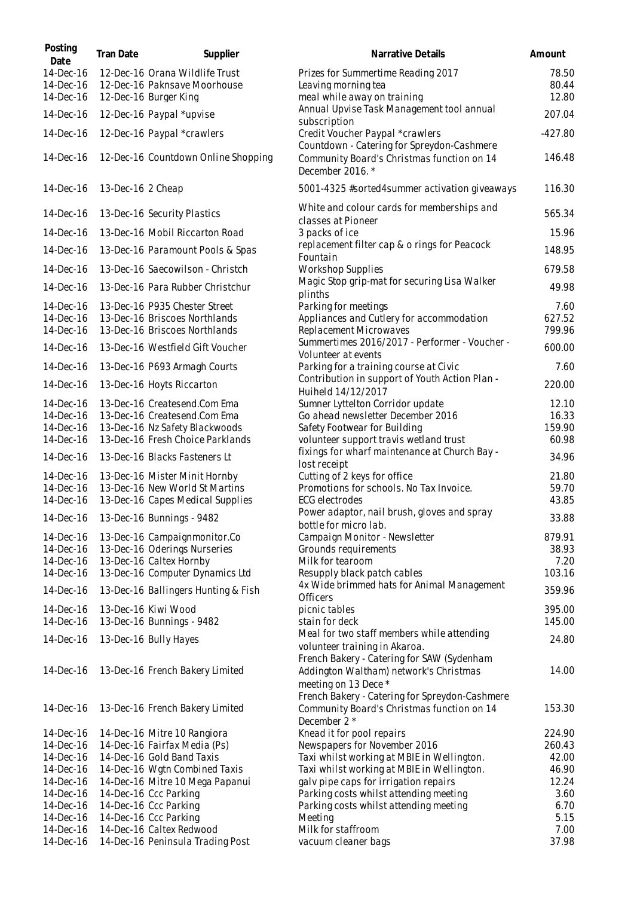| Posting Date | Tran Date | Supplier | Narrative Details | Amount |
|---|---|---|---|---|
| 14-Dec-16 | 12-Dec-16 | Orana Wildlife Trust | Prizes for Summertime Reading 2017 | 78.50 |
| 14-Dec-16 | 12-Dec-16 | Paknsave Moorhouse | Leaving morning tea | 80.44 |
| 14-Dec-16 | 12-Dec-16 | Burger King | meal while away on training | 12.80 |
| 14-Dec-16 | 12-Dec-16 | Paypal *upvise | Annual Upvise Task Management tool annual subscription | 207.04 |
| 14-Dec-16 | 12-Dec-16 | Paypal *crawlers | Credit Voucher Paypal *crawlers | -427.80 |
| 14-Dec-16 | 12-Dec-16 | Countdown Online Shopping | Countdown - Catering for Spreydon-Cashmere Community Board's Christmas function on 14 December 2016. * | 146.48 |
| 14-Dec-16 | 13-Dec-16 | 2 Cheap | 5001-4325 #sorted4summer activation giveaways | 116.30 |
| 14-Dec-16 | 13-Dec-16 | Security Plastics | White and colour cards for memberships and classes at Pioneer | 565.34 |
| 14-Dec-16 | 13-Dec-16 | Mobil Riccarton Road | 3 packs of ice | 15.96 |
| 14-Dec-16 | 13-Dec-16 | Paramount Pools & Spas | replacement filter cap & o rings for Peacock Fountain | 148.95 |
| 14-Dec-16 | 13-Dec-16 | Saecowilson - Christch | Workshop Supplies | 679.58 |
| 14-Dec-16 | 13-Dec-16 | Para Rubber Christchur | Magic Stop grip-mat for securing Lisa Walker plinths | 49.98 |
| 14-Dec-16 | 13-Dec-16 | P935 Chester Street | Parking for meetings | 7.60 |
| 14-Dec-16 | 13-Dec-16 | Briscoes Northlands | Appliances and Cutlery for accommodation | 627.52 |
| 14-Dec-16 | 13-Dec-16 | Briscoes Northlands | Replacement Microwaves | 799.96 |
| 14-Dec-16 | 13-Dec-16 | Westfield Gift Voucher | Summertimes 2016/2017 - Performer - Voucher - Volunteer at events | 600.00 |
| 14-Dec-16 | 13-Dec-16 | P693 Armagh Courts | Parking for a training course at Civic | 7.60 |
| 14-Dec-16 | 13-Dec-16 | Hoyts Riccarton | Contribution in support of Youth Action Plan - Huiheld 14/12/2017 | 220.00 |
| 14-Dec-16 | 13-Dec-16 | Createsend.Com Ema | Sumner Lyttelton Corridor update | 12.10 |
| 14-Dec-16 | 13-Dec-16 | Createsend.Com Ema | Go ahead newsletter December 2016 | 16.33 |
| 14-Dec-16 | 13-Dec-16 | Nz Safety Blackwoods | Safety Footwear for Building | 159.90 |
| 14-Dec-16 | 13-Dec-16 | Fresh Choice Parklands | volunteer support travis wetland trust | 60.98 |
| 14-Dec-16 | 13-Dec-16 | Blacks Fasteners Lt | fixings for wharf maintenance at Church Bay - lost receipt | 34.96 |
| 14-Dec-16 | 13-Dec-16 | Mister Minit Hornby | Cutting of 2 keys for office | 21.80 |
| 14-Dec-16 | 13-Dec-16 | New World St Martins | Promotions for schools. No Tax Invoice. | 59.70 |
| 14-Dec-16 | 13-Dec-16 | Capes Medical Supplies | ECG electrodes | 43.85 |
| 14-Dec-16 | 13-Dec-16 | Bunnings - 9482 | Power adaptor, nail brush, gloves and spray bottle for micro lab. | 33.88 |
| 14-Dec-16 | 13-Dec-16 | Campaignmonitor.Co | Campaign Monitor - Newsletter | 879.91 |
| 14-Dec-16 | 13-Dec-16 | Oderings Nurseries | Grounds requirements | 38.93 |
| 14-Dec-16 | 13-Dec-16 | Caltex Hornby | Milk for tearoom | 7.20 |
| 14-Dec-16 | 13-Dec-16 | Computer Dynamics Ltd | Resupply black patch cables | 103.16 |
| 14-Dec-16 | 13-Dec-16 | Ballingers Hunting & Fish | 4x Wide brimmed hats for Animal Management Officers | 359.96 |
| 14-Dec-16 | 13-Dec-16 | Kiwi Wood | picnic tables | 395.00 |
| 14-Dec-16 | 13-Dec-16 | Bunnings - 9482 | stain for deck | 145.00 |
| 14-Dec-16 | 13-Dec-16 | Bully Hayes | Meal for two staff members while attending volunteer training in Akaroa. | 24.80 |
| 14-Dec-16 | 13-Dec-16 | French Bakery Limited | French Bakery - Catering for SAW (Sydenham Addington Waltham) network's Christmas meeting on 13 Dece * | 14.00 |
| 14-Dec-16 | 13-Dec-16 | French Bakery Limited | French Bakery - Catering for Spreydon-Cashmere Community Board's Christmas function on 14 December 2 * | 153.30 |
| 14-Dec-16 | 14-Dec-16 | Mitre 10 Rangiora | Knead it for pool repairs | 224.90 |
| 14-Dec-16 | 14-Dec-16 | Fairfax Media (Ps) | Newspapers for November 2016 | 260.43 |
| 14-Dec-16 | 14-Dec-16 | Gold Band Taxis | Taxi whilst working at MBIE in Wellington. | 42.00 |
| 14-Dec-16 | 14-Dec-16 | Wgtn Combined Taxis | Taxi whilst working at MBIE in Wellington. | 46.90 |
| 14-Dec-16 | 14-Dec-16 | Mitre 10 Mega Papanui | galv pipe caps for irrigation repairs | 12.24 |
| 14-Dec-16 | 14-Dec-16 | Ccc Parking | Parking costs whilst attending meeting | 3.60 |
| 14-Dec-16 | 14-Dec-16 | Ccc Parking | Parking costs whilst attending meeting | 6.70 |
| 14-Dec-16 | 14-Dec-16 | Ccc Parking | Meeting | 5.15 |
| 14-Dec-16 | 14-Dec-16 | Caltex Redwood | Milk for staffroom | 7.00 |
| 14-Dec-16 | 14-Dec-16 | Peninsula Trading Post | vacuum cleaner bags | 37.98 |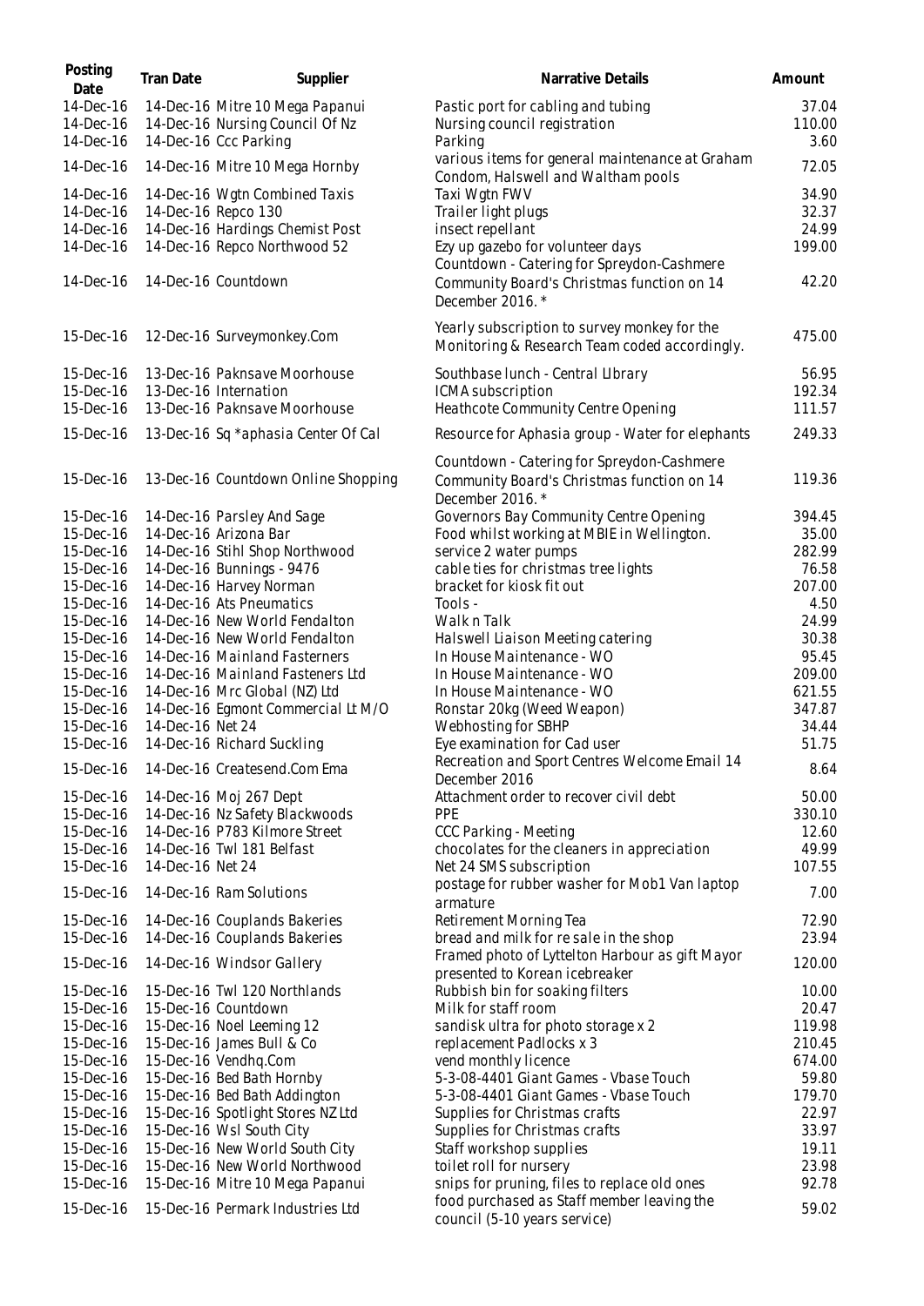| Posting Date | Tran Date | Supplier | Narrative Details | Amount |
|---|---|---|---|---|
| 14-Dec-16 | 14-Dec-16 | Mitre 10 Mega Papanui | Pastic port for cabling and tubing | 37.04 |
| 14-Dec-16 | 14-Dec-16 | Nursing Council Of Nz | Nursing council registration | 110.00 |
| 14-Dec-16 | 14-Dec-16 | Ccc Parking | Parking | 3.60 |
| 14-Dec-16 | 14-Dec-16 | Mitre 10 Mega Hornby | various items for general maintenance at Graham Condom, Halswell and Waltham pools | 72.05 |
| 14-Dec-16 | 14-Dec-16 | Wgtn Combined Taxis | Taxi Wgtn FWV | 34.90 |
| 14-Dec-16 | 14-Dec-16 | Repco 130 | Trailer light plugs | 32.37 |
| 14-Dec-16 | 14-Dec-16 | Hardings Chemist Post | insect repellant | 24.99 |
| 14-Dec-16 | 14-Dec-16 | Repco Northwood 52 | Ezy up gazebo for volunteer days | 199.00 |
| 14-Dec-16 | 14-Dec-16 | Countdown | Countdown - Catering for Spreydon-Cashmere Community Board's Christmas function on 14 December 2016. * | 42.20 |
| 15-Dec-16 | 12-Dec-16 | Surveymonkey.Com | Yearly subscription to survey monkey for the Monitoring & Research Team coded accordingly. | 475.00 |
| 15-Dec-16 | 13-Dec-16 | Paknsave Moorhouse | Southbase lunch - Central LIbrary | 56.95 |
| 15-Dec-16 | 13-Dec-16 | Internation | ICMA subscription | 192.34 |
| 15-Dec-16 | 13-Dec-16 | Paknsave Moorhouse | Heathcote Community Centre Opening | 111.57 |
| 15-Dec-16 | 13-Dec-16 | Sq *aphasia Center Of Cal | Resource for Aphasia group - Water for elephants | 249.33 |
| 15-Dec-16 | 13-Dec-16 | Countdown Online Shopping | Countdown - Catering for Spreydon-Cashmere Community Board's Christmas function on 14 December 2016. * | 119.36 |
| 15-Dec-16 | 14-Dec-16 | Parsley And Sage | Governors Bay Community Centre Opening | 394.45 |
| 15-Dec-16 | 14-Dec-16 | Arizona Bar | Food whilst working at MBIE in Wellington. | 35.00 |
| 15-Dec-16 | 14-Dec-16 | Stihl Shop Northwood | service 2 water pumps | 282.99 |
| 15-Dec-16 | 14-Dec-16 | Bunnings - 9476 | cable ties for christmas tree lights | 76.58 |
| 15-Dec-16 | 14-Dec-16 | Harvey Norman | bracket for kiosk fit out | 207.00 |
| 15-Dec-16 | 14-Dec-16 | Ats Pneumatics | Tools - | 4.50 |
| 15-Dec-16 | 14-Dec-16 | New World Fendalton | Walk n Talk | 24.99 |
| 15-Dec-16 | 14-Dec-16 | New World Fendalton | Halswell Liaison Meeting catering | 30.38 |
| 15-Dec-16 | 14-Dec-16 | Mainland Fasterners | In House Maintenance - WO | 95.45 |
| 15-Dec-16 | 14-Dec-16 | Mainland Fasteners Ltd | In House Maintenance - WO | 209.00 |
| 15-Dec-16 | 14-Dec-16 | Mrc Global (NZ) Ltd | In House Maintenance - WO | 621.55 |
| 15-Dec-16 | 14-Dec-16 | Egmont Commercial Lt M/O | Ronstar 20kg (Weed Weapon) | 347.87 |
| 15-Dec-16 | 14-Dec-16 | Net 24 | Webhosting for SBHP | 34.44 |
| 15-Dec-16 | 14-Dec-16 | Richard Suckling | Eye examination for Cad user | 51.75 |
| 15-Dec-16 | 14-Dec-16 | Createsend.Com Ema | Recreation and Sport Centres Welcome Email 14 December 2016 | 8.64 |
| 15-Dec-16 | 14-Dec-16 | Moj 267 Dept | Attachment order to recover civil debt | 50.00 |
| 15-Dec-16 | 14-Dec-16 | Nz Safety Blackwoods | PPE | 330.10 |
| 15-Dec-16 | 14-Dec-16 | P783 Kilmore Street | CCC Parking - Meeting | 12.60 |
| 15-Dec-16 | 14-Dec-16 | Twl 181 Belfast | chocolates for the cleaners in appreciation | 49.99 |
| 15-Dec-16 | 14-Dec-16 | Net 24 | Net 24 SMS subscription | 107.55 |
| 15-Dec-16 | 14-Dec-16 | Ram Solutions | postage for rubber washer for Mob1 Van laptop armature | 7.00 |
| 15-Dec-16 | 14-Dec-16 | Couplands Bakeries | Retirement Morning Tea | 72.90 |
| 15-Dec-16 | 14-Dec-16 | Couplands Bakeries | bread and milk for re sale in the shop | 23.94 |
| 15-Dec-16 | 14-Dec-16 | Windsor Gallery | Framed photo of Lyttelton Harbour as gift Mayor presented to Korean icebreaker | 120.00 |
| 15-Dec-16 | 15-Dec-16 | Twl 120 Northlands | Rubbish bin for soaking filters | 10.00 |
| 15-Dec-16 | 15-Dec-16 | Countdown | Milk for staff room | 20.47 |
| 15-Dec-16 | 15-Dec-16 | Noel Leeming 12 | sandisk ultra for photo storage x 2 | 119.98 |
| 15-Dec-16 | 15-Dec-16 | James Bull & Co | replacement Padlocks x 3 | 210.45 |
| 15-Dec-16 | 15-Dec-16 | Vendhq.Com | vend monthly licence | 674.00 |
| 15-Dec-16 | 15-Dec-16 | Bed Bath Hornby | 5-3-08-4401 Giant Games - Vbase Touch | 59.80 |
| 15-Dec-16 | 15-Dec-16 | Bed Bath Addington | 5-3-08-4401 Giant Games - Vbase Touch | 179.70 |
| 15-Dec-16 | 15-Dec-16 | Spotlight Stores NZ Ltd | Supplies for Christmas crafts | 22.97 |
| 15-Dec-16 | 15-Dec-16 | Wsl South City | Supplies for Christmas crafts | 33.97 |
| 15-Dec-16 | 15-Dec-16 | New World South City | Staff workshop supplies | 19.11 |
| 15-Dec-16 | 15-Dec-16 | New World Northwood | toilet roll for nursery | 23.98 |
| 15-Dec-16 | 15-Dec-16 | Mitre 10 Mega Papanui | snips for pruning, files to replace old ones | 92.78 |
| 15-Dec-16 | 15-Dec-16 | Permark Industries Ltd | food purchased as Staff member leaving the council (5-10 years service) | 59.02 |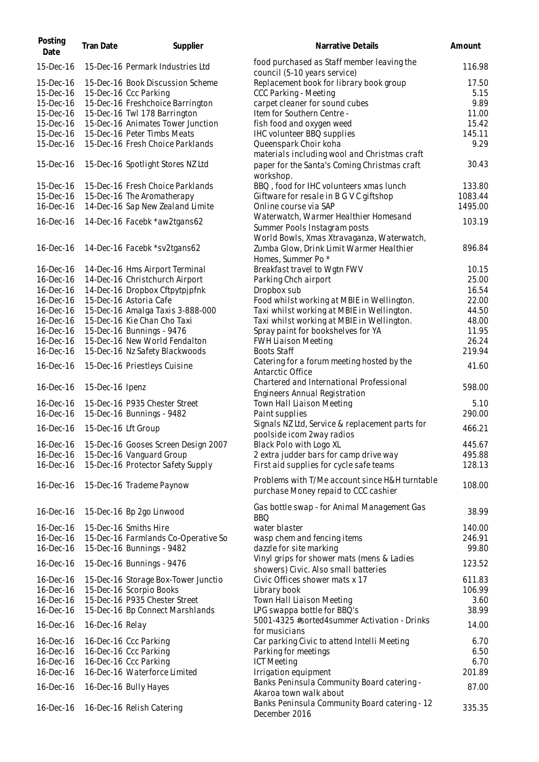| Posting Date | Tran Date | Supplier | Narrative Details | Amount |
|---|---|---|---|---|
| 15-Dec-16 | 15-Dec-16 | Permark Industries Ltd | food purchased as Staff member leaving the council (5-10 years service) | 116.98 |
| 15-Dec-16 | 15-Dec-16 | Book Discussion Scheme | Replacement book for library book group | 17.50 |
| 15-Dec-16 | 15-Dec-16 | Ccc Parking | CCC Parking - Meeting | 5.15 |
| 15-Dec-16 | 15-Dec-16 | Freshchoice Barrington | carpet cleaner for sound cubes | 9.89 |
| 15-Dec-16 | 15-Dec-16 | Twl 178 Barrington | Item for Southern Centre - | 11.00 |
| 15-Dec-16 | 15-Dec-16 | Animates Tower Junction | fish food and oxygen weed | 15.42 |
| 15-Dec-16 | 15-Dec-16 | Peter Timbs Meats | IHC volunteer BBQ supplies | 145.11 |
| 15-Dec-16 | 15-Dec-16 | Fresh Choice Parklands | Queenspark Choir koha | 9.29 |
| 15-Dec-16 | 15-Dec-16 | Spotlight Stores NZ Ltd | materials including wool and Christmas craft paper for the Santa's Coming Christmas craft workshop. | 30.43 |
| 15-Dec-16 | 15-Dec-16 | Fresh Choice Parklands | BBQ , food for IHC volunteers xmas lunch | 133.80 |
| 15-Dec-16 | 15-Dec-16 | The Aromatherapy | Giftware for resale in B G V C giftshop | 1083.44 |
| 16-Dec-16 | 14-Dec-16 | Sap New Zealand Limite | Online course via SAP | 1495.00 |
| 16-Dec-16 | 14-Dec-16 | Facebk *aw2tgans62 | Waterwatch, Warmer Healthier Homesand Summer Pools Instagram posts | 103.19 |
| 16-Dec-16 | 14-Dec-16 | Facebk *sv2tgans62 | World Bowls, Xmas Xtravaganza, Waterwatch, Zumba Glow, Drink Limit Warmer Healthier Homes, Summer Po * | 896.84 |
| 16-Dec-16 | 14-Dec-16 | Hms Airport Terminal | Breakfast travel to Wgtn FWV | 10.15 |
| 16-Dec-16 | 14-Dec-16 | Christchurch Airport | Parking Chch airport | 25.00 |
| 16-Dec-16 | 14-Dec-16 | Dropbox Cftpytpjpfnk | Dropbox sub | 16.54 |
| 16-Dec-16 | 15-Dec-16 | Astoria Cafe | Food whilst working at MBIE in Wellington. | 22.00 |
| 16-Dec-16 | 15-Dec-16 | Amalga Taxis 3-888-000 | Taxi whilst working at MBIE in Wellington. | 44.50 |
| 16-Dec-16 | 15-Dec-16 | Kie Chan Cho Taxi | Taxi whilst working at MBIE in Wellington. | 48.00 |
| 16-Dec-16 | 15-Dec-16 | Bunnings - 9476 | Spray paint for bookshelves for YA | 11.95 |
| 16-Dec-16 | 15-Dec-16 | New World Fendalton | FWH Liaison Meeting | 26.24 |
| 16-Dec-16 | 15-Dec-16 | Nz Safety Blackwoods | Boots Staff | 219.94 |
| 16-Dec-16 | 15-Dec-16 | Priestleys Cuisine | Catering for a forum meeting hosted by the Antarctic Office | 41.60 |
| 16-Dec-16 | 15-Dec-16 | Ipenz | Chartered and International Professional Engineers Annual Registration | 598.00 |
| 16-Dec-16 | 15-Dec-16 | P935 Chester Street | Town Hall Liaison Meeting | 5.10 |
| 16-Dec-16 | 15-Dec-16 | Bunnings - 9482 | Paint supplies | 290.00 |
| 16-Dec-16 | 15-Dec-16 | Lft Group | Signals NZ Ltd, Service & replacement parts for poolside icom 2way radios | 466.21 |
| 16-Dec-16 | 15-Dec-16 | Gooses Screen Design 2007 | Black Polo with Logo XL | 445.67 |
| 16-Dec-16 | 15-Dec-16 | Vanguard Group | 2 extra judder bars for camp drive way | 495.88 |
| 16-Dec-16 | 15-Dec-16 | Protector Safety Supply | First aid supplies for cycle safe teams | 128.13 |
| 16-Dec-16 | 15-Dec-16 | Trademe Paynow | Problems with T/Me account since H&H turntable purchase Money repaid to CCC cashier | 108.00 |
| 16-Dec-16 | 15-Dec-16 | Bp 2go Linwood | Gas bottle swap - for Animal Management Gas BBQ | 38.99 |
| 16-Dec-16 | 15-Dec-16 | Smiths Hire | water blaster | 140.00 |
| 16-Dec-16 | 15-Dec-16 | Farmlands Co-Operative So | wasp chem and fencing items | 246.91 |
| 16-Dec-16 | 15-Dec-16 | Bunnings - 9482 | dazzle for site marking | 99.80 |
| 16-Dec-16 | 15-Dec-16 | Bunnings - 9476 | Vinyl grips for shower mats (mens & Ladies showers) Civic. Also small batteries | 123.52 |
| 16-Dec-16 | 15-Dec-16 | Storage Box-Tower Junctio | Civic Offices shower mats x 17 | 611.83 |
| 16-Dec-16 | 15-Dec-16 | Scorpio Books | Library book | 106.99 |
| 16-Dec-16 | 15-Dec-16 | P935 Chester Street | Town Hall Liaison Meeting | 3.60 |
| 16-Dec-16 | 15-Dec-16 | Bp Connect Marshlands | LPG swappa bottle for BBQ's | 38.99 |
| 16-Dec-16 | 16-Dec-16 | Relay | 5001-4325 #sorted4summer Activation - Drinks for musicians | 14.00 |
| 16-Dec-16 | 16-Dec-16 | Ccc Parking | Car parking Civic to attend Intelli Meeting | 6.70 |
| 16-Dec-16 | 16-Dec-16 | Ccc Parking | Parking for meetings | 6.50 |
| 16-Dec-16 | 16-Dec-16 | Ccc Parking | ICT Meeting | 6.70 |
| 16-Dec-16 | 16-Dec-16 | Waterforce Limited | Irrigation equipment | 201.89 |
| 16-Dec-16 | 16-Dec-16 | Bully Hayes | Banks Peninsula Community Board catering - Akaroa town walk about | 87.00 |
| 16-Dec-16 | 16-Dec-16 | Relish Catering | Banks Peninsula Community Board catering - 12 December 2016 | 335.35 |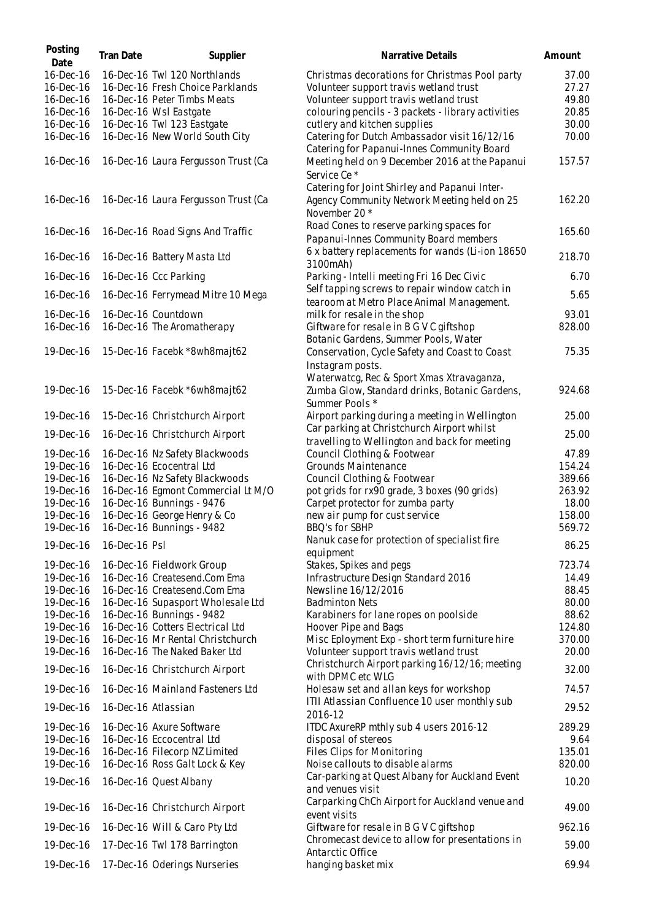| Posting Date | Tran Date | Supplier | Narrative Details | Amount |
|---|---|---|---|---|
| 16-Dec-16 | 16-Dec-16 | Twl 120 Northlands | Christmas decorations for Christmas Pool party | 37.00 |
| 16-Dec-16 | 16-Dec-16 | Fresh Choice Parklands | Volunteer support travis wetland trust | 27.27 |
| 16-Dec-16 | 16-Dec-16 | Peter Timbs Meats | Volunteer support travis wetland trust | 49.80 |
| 16-Dec-16 | 16-Dec-16 | Wsl Eastgate | colouring pencils - 3 packets - library activities | 20.85 |
| 16-Dec-16 | 16-Dec-16 | Twl 123 Eastgate | cutlery and kitchen supplies | 30.00 |
| 16-Dec-16 | 16-Dec-16 | New World South City | Catering for Dutch Ambassador visit 16/12/16 | 70.00 |
| 16-Dec-16 | 16-Dec-16 | Laura Fergusson Trust (Ca | Catering for Papanui-Innes Community Board Meeting held on 9 December 2016 at the Papanui Service Ce * | 157.57 |
| 16-Dec-16 | 16-Dec-16 | Laura Fergusson Trust (Ca | Catering for Joint Shirley and Papanui Inter-Agency Community Network Meeting held on 25 November 20 * | 162.20 |
| 16-Dec-16 | 16-Dec-16 | Road Signs And Traffic | Road Cones to reserve parking spaces for Papanui-Innes Community Board members | 165.60 |
| 16-Dec-16 | 16-Dec-16 | Battery Masta Ltd | 6 x battery replacements for wands (Li-ion 18650 3100mAh) | 218.70 |
| 16-Dec-16 | 16-Dec-16 | Ccc Parking | Parking - Intelli meeting Fri 16 Dec Civic | 6.70 |
| 16-Dec-16 | 16-Dec-16 | Ferrymead Mitre 10 Mega | Self tapping screws to repair window catch in tearoom at Metro Place Animal Management. | 5.65 |
| 16-Dec-16 | 16-Dec-16 | Countdown | milk for resale in the shop | 93.01 |
| 16-Dec-16 | 16-Dec-16 | The Aromatherapy | Giftware for resale in B G V C giftshop | 828.00 |
| 19-Dec-16 | 15-Dec-16 | Facebk *8wh8majt62 | Botanic Gardens, Summer Pools, Water Conservation, Cycle Safety and Coast to Coast Instagram posts. | 75.35 |
| 19-Dec-16 | 15-Dec-16 | Facebk *6wh8majt62 | Waterwatcg, Rec & Sport Xmas Xtravaganza, Zumba Glow, Standard drinks, Botanic Gardens, Summer Pools * | 924.68 |
| 19-Dec-16 | 15-Dec-16 | Christchurch Airport | Airport parking during a meeting in Wellington | 25.00 |
| 19-Dec-16 | 16-Dec-16 | Christchurch Airport | Car parking at Christchurch Airport whilst travelling to Wellington and back for meeting | 25.00 |
| 19-Dec-16 | 16-Dec-16 | Nz Safety Blackwoods | Council Clothing & Footwear | 47.89 |
| 19-Dec-16 | 16-Dec-16 | Ecocentral Ltd | Grounds Maintenance | 154.24 |
| 19-Dec-16 | 16-Dec-16 | Nz Safety Blackwoods | Council Clothing & Footwear | 389.66 |
| 19-Dec-16 | 16-Dec-16 | Egmont Commercial Lt M/O | pot grids for rx90 grade, 3 boxes (90 grids) | 263.92 |
| 19-Dec-16 | 16-Dec-16 | Bunnings - 9476 | Carpet protector for zumba party | 18.00 |
| 19-Dec-16 | 16-Dec-16 | George Henry & Co | new air pump for cust service | 158.00 |
| 19-Dec-16 | 16-Dec-16 | Bunnings - 9482 | BBQ's for SBHP | 569.72 |
| 19-Dec-16 | 16-Dec-16 | Psl | Nanuk case for protection of specialist fire equipment | 86.25 |
| 19-Dec-16 | 16-Dec-16 | Fieldwork Group | Stakes, Spikes and pegs | 723.74 |
| 19-Dec-16 | 16-Dec-16 | Createsend.Com Ema | Infrastructure Design Standard 2016 | 14.49 |
| 19-Dec-16 | 16-Dec-16 | Createsend.Com Ema | Newsline 16/12/2016 | 88.45 |
| 19-Dec-16 | 16-Dec-16 | Supasport Wholesale Ltd | Badminton Nets | 80.00 |
| 19-Dec-16 | 16-Dec-16 | Bunnings - 9482 | Karabiners for lane ropes on poolside | 88.62 |
| 19-Dec-16 | 16-Dec-16 | Cotters Electrical Ltd | Hoover Pipe and Bags | 124.80 |
| 19-Dec-16 | 16-Dec-16 | Mr Rental Christchurch | Misc Eployment Exp - short term furniture hire | 370.00 |
| 19-Dec-16 | 16-Dec-16 | The Naked Baker Ltd | Volunteer support travis wetland trust | 20.00 |
| 19-Dec-16 | 16-Dec-16 | Christchurch Airport | Christchurch Airport parking 16/12/16; meeting with DPMC etc WLG | 32.00 |
| 19-Dec-16 | 16-Dec-16 | Mainland Fasteners Ltd | Holesaw set and allan keys for workshop | 74.57 |
| 19-Dec-16 | 16-Dec-16 | Atlassian | ITII Atlassian Confluence 10 user monthly sub 2016-12 | 29.52 |
| 19-Dec-16 | 16-Dec-16 | Axure Software | ITDC AxureRP mthly sub 4 users 2016-12 | 289.29 |
| 19-Dec-16 | 16-Dec-16 | Eccocentral Ltd | disposal of stereos | 9.64 |
| 19-Dec-16 | 16-Dec-16 | Filecorp NZ Limited | Files Clips for Monitoring | 135.01 |
| 19-Dec-16 | 16-Dec-16 | Ross Galt Lock & Key | Noise callouts to disable alarms | 820.00 |
| 19-Dec-16 | 16-Dec-16 | Quest Albany | Car-parking at Quest Albany for Auckland Event and venues visit | 10.20 |
| 19-Dec-16 | 16-Dec-16 | Christchurch Airport | Carparking ChCh Airport for Auckland venue and event visits | 49.00 |
| 19-Dec-16 | 16-Dec-16 | Will & Caro Pty Ltd | Giftware for resale in B G V C giftshop | 962.16 |
| 19-Dec-16 | 17-Dec-16 | Twl 178 Barrington | Chromecast device to allow for presentations in Antarctic Office | 59.00 |
| 19-Dec-16 | 17-Dec-16 | Oderings Nurseries | hanging basket mix | 69.94 |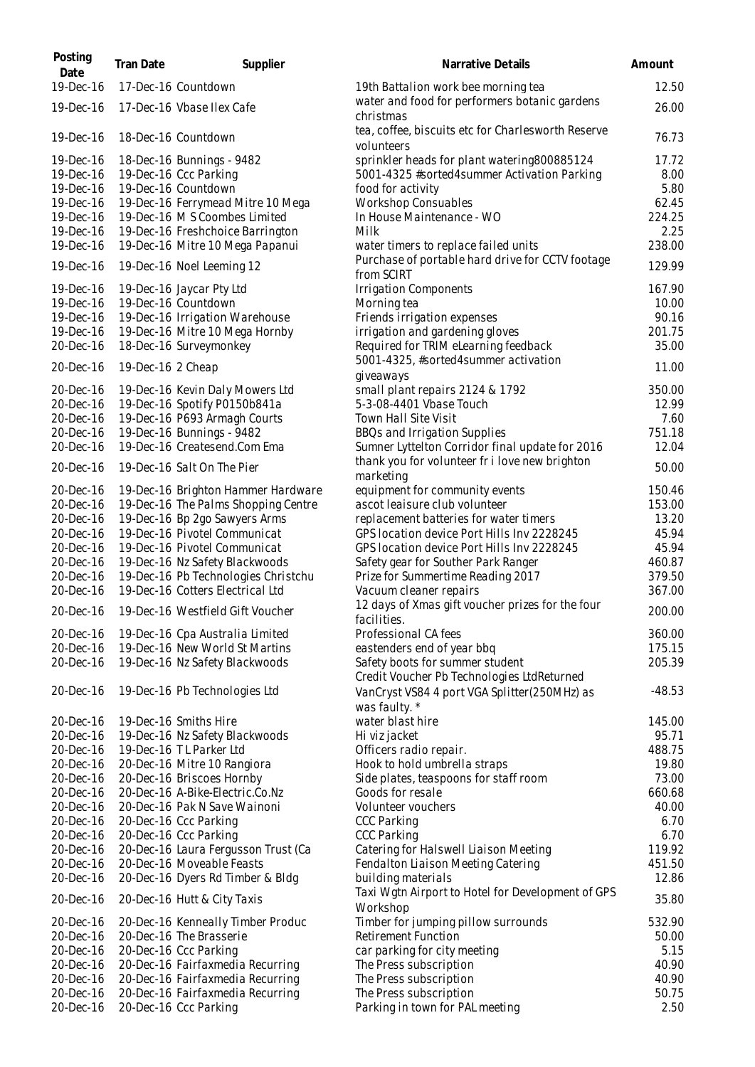| Posting Date | Tran Date | Supplier | Narrative Details | Amount |
|---|---|---|---|---|
| 19-Dec-16 | 17-Dec-16 | Countdown | 19th Battalion work bee morning tea | 12.50 |
| 19-Dec-16 | 17-Dec-16 | Vbase Ilex Cafe | water and food for performers botanic gardens christmas | 26.00 |
| 19-Dec-16 | 18-Dec-16 | Countdown | tea, coffee, biscuits etc for Charlesworth Reserve volunteers | 76.73 |
| 19-Dec-16 | 18-Dec-16 | Bunnings - 9482 | sprinkler heads for plant watering800885124 | 17.72 |
| 19-Dec-16 | 19-Dec-16 | Ccc Parking | 5001-4325 #sorted4summer Activation Parking | 8.00 |
| 19-Dec-16 | 19-Dec-16 | Countdown | food for activity | 5.80 |
| 19-Dec-16 | 19-Dec-16 | Ferrymead Mitre 10 Mega | Workshop Consuables | 62.45 |
| 19-Dec-16 | 19-Dec-16 | M S Coombes Limited | In House Maintenance - WO | 224.25 |
| 19-Dec-16 | 19-Dec-16 | Freshchoice Barrington | Milk | 2.25 |
| 19-Dec-16 | 19-Dec-16 | Mitre 10 Mega Papanui | water timers to replace failed units | 238.00 |
| 19-Dec-16 | 19-Dec-16 | Noel Leeming 12 | Purchase of portable hard drive for CCTV footage from SCIRT | 129.99 |
| 19-Dec-16 | 19-Dec-16 | Jaycar Pty Ltd | Irrigation Components | 167.90 |
| 19-Dec-16 | 19-Dec-16 | Countdown | Morning tea | 10.00 |
| 19-Dec-16 | 19-Dec-16 | Irrigation Warehouse | Friends irrigation expenses | 90.16 |
| 19-Dec-16 | 19-Dec-16 | Mitre 10 Mega Hornby | irrigation and gardening gloves | 201.75 |
| 20-Dec-16 | 18-Dec-16 | Surveymonkey | Required for TRIM eLearning feedback | 35.00 |
| 20-Dec-16 | 19-Dec-16 | 2 Cheap | 5001-4325, #sorted4summer activation giveaways | 11.00 |
| 20-Dec-16 | 19-Dec-16 | Kevin Daly Mowers Ltd | small plant repairs 2124 & 1792 | 350.00 |
| 20-Dec-16 | 19-Dec-16 | Spotify P0150b841a | 5-3-08-4401 Vbase Touch | 12.99 |
| 20-Dec-16 | 19-Dec-16 | P693 Armagh Courts | Town Hall Site Visit | 7.60 |
| 20-Dec-16 | 19-Dec-16 | Bunnings - 9482 | BBQs and Irrigation Supplies | 751.18 |
| 20-Dec-16 | 19-Dec-16 | Createsend.Com Ema | Sumner Lyttelton Corridor final update for 2016 | 12.04 |
| 20-Dec-16 | 19-Dec-16 | Salt On The Pier | thank you for volunteer fr i love new brighton marketing | 50.00 |
| 20-Dec-16 | 19-Dec-16 | Brighton Hammer Hardware | equipment for community events | 150.46 |
| 20-Dec-16 | 19-Dec-16 | The Palms Shopping Centre | ascot leaisure club volunteer | 153.00 |
| 20-Dec-16 | 19-Dec-16 | Bp 2go Sawyers Arms | replacement batteries for water timers | 13.20 |
| 20-Dec-16 | 19-Dec-16 | Pivotel Communicat | GPS location device Port Hills Inv 2228245 | 45.94 |
| 20-Dec-16 | 19-Dec-16 | Pivotel Communicat | GPS location device Port Hills Inv 2228245 | 45.94 |
| 20-Dec-16 | 19-Dec-16 | Nz Safety Blackwoods | Safety gear for Souther Park Ranger | 460.87 |
| 20-Dec-16 | 19-Dec-16 | Pb Technologies Christchu | Prize for Summertime Reading 2017 | 379.50 |
| 20-Dec-16 | 19-Dec-16 | Cotters Electrical Ltd | Vacuum cleaner repairs | 367.00 |
| 20-Dec-16 | 19-Dec-16 | Westfield Gift Voucher | 12 days of Xmas gift voucher prizes for the four facilities. | 200.00 |
| 20-Dec-16 | 19-Dec-16 | Cpa Australia Limited | Professional CA fees | 360.00 |
| 20-Dec-16 | 19-Dec-16 | New World St Martins | eastenders end of year bbq | 175.15 |
| 20-Dec-16 | 19-Dec-16 | Nz Safety Blackwoods | Safety boots for summer student | 205.39 |
| 20-Dec-16 | 19-Dec-16 | Pb Technologies Ltd | Credit Voucher Pb Technologies LtdReturned VanCryst VS84 4 port VGA Splitter(250MHz) as was faulty. * | -48.53 |
| 20-Dec-16 | 19-Dec-16 | Smiths Hire | water blast hire | 145.00 |
| 20-Dec-16 | 19-Dec-16 | Nz Safety Blackwoods | Hi viz jacket | 95.71 |
| 20-Dec-16 | 19-Dec-16 | T L Parker Ltd | Officers radio repair. | 488.75 |
| 20-Dec-16 | 20-Dec-16 | Mitre 10 Rangiora | Hook to hold umbrella straps | 19.80 |
| 20-Dec-16 | 20-Dec-16 | Briscoes Hornby | Side plates, teaspoons for staff room | 73.00 |
| 20-Dec-16 | 20-Dec-16 | A-Bike-Electric.Co.Nz | Goods for resale | 660.68 |
| 20-Dec-16 | 20-Dec-16 | Pak N Save Wainoni | Volunteer vouchers | 40.00 |
| 20-Dec-16 | 20-Dec-16 | Ccc Parking | CCC Parking | 6.70 |
| 20-Dec-16 | 20-Dec-16 | Ccc Parking | CCC Parking | 6.70 |
| 20-Dec-16 | 20-Dec-16 | Laura Fergusson Trust (Ca | Catering for Halswell Liaison Meeting | 119.92 |
| 20-Dec-16 | 20-Dec-16 | Moveable Feasts | Fendalton Liaison Meeting Catering | 451.50 |
| 20-Dec-16 | 20-Dec-16 | Dyers Rd Timber & Bldg | building materials | 12.86 |
| 20-Dec-16 | 20-Dec-16 | Hutt & City Taxis | Taxi Wgtn Airport to Hotel for Development of GPS Workshop | 35.80 |
| 20-Dec-16 | 20-Dec-16 | Kenneally Timber Produc | Timber for jumping pillow surrounds | 532.90 |
| 20-Dec-16 | 20-Dec-16 | The Brasserie | Retirement Function | 50.00 |
| 20-Dec-16 | 20-Dec-16 | Ccc Parking | car parking for city meeting | 5.15 |
| 20-Dec-16 | 20-Dec-16 | Fairfaxmedia Recurring | The Press subscription | 40.90 |
| 20-Dec-16 | 20-Dec-16 | Fairfaxmedia Recurring | The Press subscription | 40.90 |
| 20-Dec-16 | 20-Dec-16 | Fairfaxmedia Recurring | The Press subscription | 50.75 |
| 20-Dec-16 | 20-Dec-16 | Ccc Parking | Parking in town for PAL meeting | 2.50 |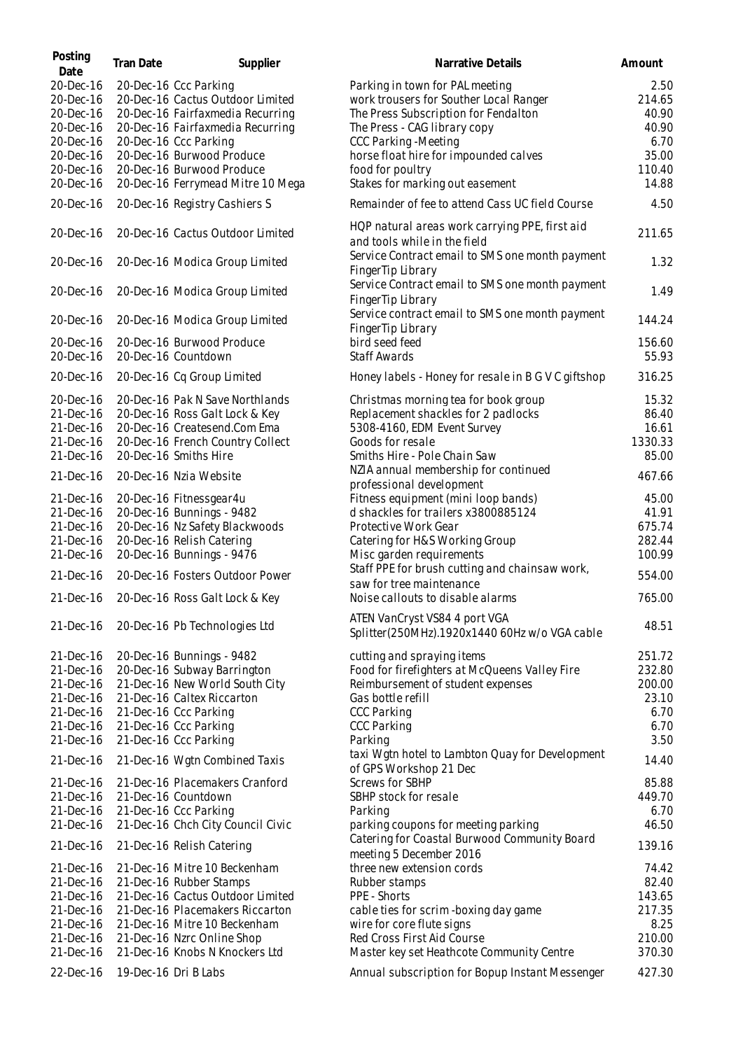| Posting Date | Tran Date | Supplier | Narrative Details | Amount |
|---|---|---|---|---|
| 20-Dec-16 | 20-Dec-16 | Ccc Parking | Parking in town for PAL meeting | 2.50 |
| 20-Dec-16 | 20-Dec-16 | Cactus Outdoor Limited | work trousers for Souther Local Ranger | 214.65 |
| 20-Dec-16 | 20-Dec-16 | Fairfaxmedia Recurring | The Press Subscription for Fendalton | 40.90 |
| 20-Dec-16 | 20-Dec-16 | Fairfaxmedia Recurring | The Press - CAG library copy | 40.90 |
| 20-Dec-16 | 20-Dec-16 | Ccc Parking | CCC Parking -Meeting | 6.70 |
| 20-Dec-16 | 20-Dec-16 | Burwood Produce | horse float hire for impounded calves | 35.00 |
| 20-Dec-16 | 20-Dec-16 | Burwood Produce | food for poultry | 110.40 |
| 20-Dec-16 | 20-Dec-16 | Ferrymead Mitre 10 Mega | Stakes for marking out easement | 14.88 |
| 20-Dec-16 | 20-Dec-16 | Registry Cashiers S | Remainder of fee to attend Cass UC field Course | 4.50 |
| 20-Dec-16 | 20-Dec-16 | Cactus Outdoor Limited | HQP natural areas work carrying PPE, first aid and tools while in the field | 211.65 |
| 20-Dec-16 | 20-Dec-16 | Modica Group Limited | Service Contract email to SMS one month payment FingerTip Library | 1.32 |
| 20-Dec-16 | 20-Dec-16 | Modica Group Limited | Service Contract email to SMS one month payment FingerTip Library | 1.49 |
| 20-Dec-16 | 20-Dec-16 | Modica Group Limited | Service contract email to SMS one month payment FingerTip Library | 144.24 |
| 20-Dec-16 | 20-Dec-16 | Burwood Produce | bird seed feed | 156.60 |
| 20-Dec-16 | 20-Dec-16 | Countdown | Staff Awards | 55.93 |
| 20-Dec-16 | 20-Dec-16 | Cq Group Limited | Honey labels - Honey for resale in B G V C giftshop | 316.25 |
| 20-Dec-16 | 20-Dec-16 | Pak N Save Northlands | Christmas morning tea for book group | 15.32 |
| 21-Dec-16 | 20-Dec-16 | Ross Galt Lock & Key | Replacement shackles for 2 padlocks | 86.40 |
| 21-Dec-16 | 20-Dec-16 | Createsend.Com Ema | 5308-4160, EDM Event Survey | 16.61 |
| 21-Dec-16 | 20-Dec-16 | French Country Collect | Goods for resale | 1330.33 |
| 21-Dec-16 | 20-Dec-16 | Smiths Hire | Smiths Hire - Pole Chain Saw | 85.00 |
| 21-Dec-16 | 20-Dec-16 | Nzia Website | NZIA annual membership for continued professional development | 467.66 |
| 21-Dec-16 | 20-Dec-16 | Fitnessgear4u | Fitness equipment (mini loop bands) | 45.00 |
| 21-Dec-16 | 20-Dec-16 | Bunnings - 9482 | d shackles for trailers x3800885124 | 41.91 |
| 21-Dec-16 | 20-Dec-16 | Nz Safety Blackwoods | Protective Work Gear | 675.74 |
| 21-Dec-16 | 20-Dec-16 | Relish Catering | Catering for H&S Working Group | 282.44 |
| 21-Dec-16 | 20-Dec-16 | Bunnings - 9476 | Misc garden requirements | 100.99 |
| 21-Dec-16 | 20-Dec-16 | Fosters Outdoor Power | Staff PPE for brush cutting and chainsaw work, saw for tree maintenance | 554.00 |
| 21-Dec-16 | 20-Dec-16 | Ross Galt Lock & Key | Noise callouts to disable alarms | 765.00 |
| 21-Dec-16 | 20-Dec-16 | Pb Technologies Ltd | ATEN VanCryst VS84 4 port VGA Splitter(250MHz).1920x1440 60Hz w/o VGA cable | 48.51 |
| 21-Dec-16 | 20-Dec-16 | Bunnings - 9482 | cutting and spraying items | 251.72 |
| 21-Dec-16 | 20-Dec-16 | Subway Barrington | Food for firefighters at McQueens Valley Fire | 232.80 |
| 21-Dec-16 | 21-Dec-16 | New World South City | Reimbursement of student expenses | 200.00 |
| 21-Dec-16 | 21-Dec-16 | Caltex Riccarton | Gas bottle refill | 23.10 |
| 21-Dec-16 | 21-Dec-16 | Ccc Parking | CCC Parking | 6.70 |
| 21-Dec-16 | 21-Dec-16 | Ccc Parking | CCC Parking | 6.70 |
| 21-Dec-16 | 21-Dec-16 | Ccc Parking | Parking | 3.50 |
| 21-Dec-16 | 21-Dec-16 | Wgtn Combined Taxis | taxi Wgtn hotel to Lambton Quay for Development of GPS Workshop 21 Dec | 14.40 |
| 21-Dec-16 | 21-Dec-16 | Placemakers Cranford | Screws for SBHP | 85.88 |
| 21-Dec-16 | 21-Dec-16 | Countdown | SBHP stock for resale | 449.70 |
| 21-Dec-16 | 21-Dec-16 | Ccc Parking | Parking | 6.70 |
| 21-Dec-16 | 21-Dec-16 | Chch City Council Civic | parking coupons for meeting parking | 46.50 |
| 21-Dec-16 | 21-Dec-16 | Relish Catering | Catering for Coastal Burwood Community Board meeting 5 December 2016 | 139.16 |
| 21-Dec-16 | 21-Dec-16 | Mitre 10 Beckenham | three new extension cords | 74.42 |
| 21-Dec-16 | 21-Dec-16 | Rubber Stamps | Rubber stamps | 82.40 |
| 21-Dec-16 | 21-Dec-16 | Cactus Outdoor Limited | PPE - Shorts | 143.65 |
| 21-Dec-16 | 21-Dec-16 | Placemakers Riccarton | cable ties for scrim -boxing day game | 217.35 |
| 21-Dec-16 | 21-Dec-16 | Mitre 10 Beckenham | wire for core flute signs | 8.25 |
| 21-Dec-16 | 21-Dec-16 | Nzrc Online Shop | Red Cross First Aid Course | 210.00 |
| 21-Dec-16 | 21-Dec-16 | Knobs N Knockers Ltd | Master key set Heathcote Community Centre | 370.30 |
| 22-Dec-16 | 19-Dec-16 | Dri B Labs | Annual subscription for Bopup Instant Messenger | 427.30 |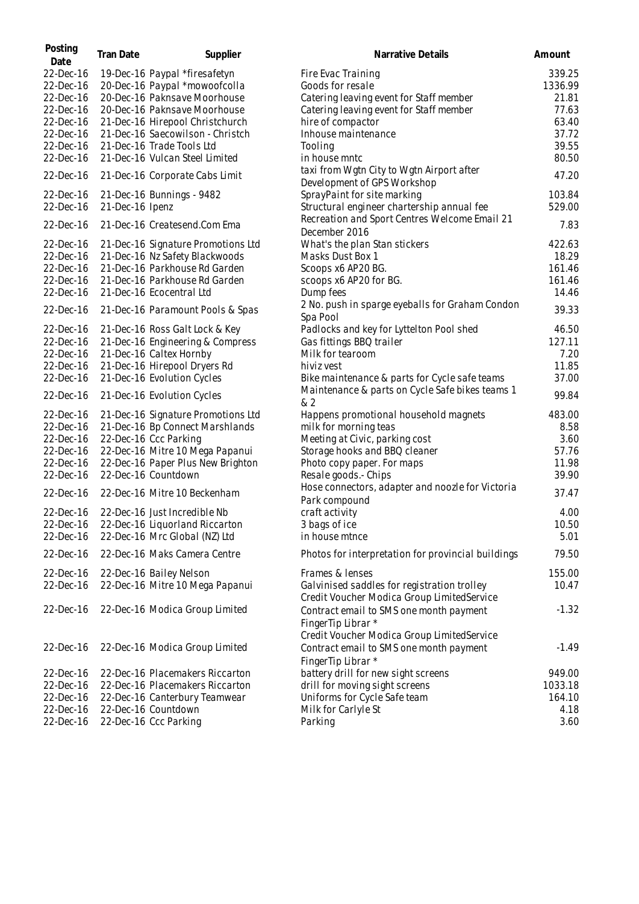| Posting Date | Tran Date | Supplier | Narrative Details | Amount |
|---|---|---|---|---|
| 22-Dec-16 | 19-Dec-16 | Paypal *firesafetyn | Fire Evac Training | 339.25 |
| 22-Dec-16 | 20-Dec-16 | Paypal *mowoofcolla | Goods for resale | 1336.99 |
| 22-Dec-16 | 20-Dec-16 | Paknsave Moorhouse | Catering leaving event for Staff member | 21.81 |
| 22-Dec-16 | 20-Dec-16 | Paknsave Moorhouse | Catering leaving event for Staff member | 77.63 |
| 22-Dec-16 | 21-Dec-16 | Hirepool Christchurch | hire of compactor | 63.40 |
| 22-Dec-16 | 21-Dec-16 | Saecowilson - Christch | Inhouse maintenance | 37.72 |
| 22-Dec-16 | 21-Dec-16 | Trade Tools Ltd | Tooling | 39.55 |
| 22-Dec-16 | 21-Dec-16 | Vulcan Steel Limited | in house mntc | 80.50 |
| 22-Dec-16 | 21-Dec-16 | Corporate Cabs Limit | taxi from Wgtn City to Wgtn Airport after Development of GPS Workshop | 47.20 |
| 22-Dec-16 | 21-Dec-16 | Bunnings - 9482 | SprayPaint for site marking | 103.84 |
| 22-Dec-16 | 21-Dec-16 | Ipenz | Structural engineer chartership annual fee | 529.00 |
| 22-Dec-16 | 21-Dec-16 | Createsend.Com Ema | Recreation and Sport Centres Welcome Email 21 December 2016 | 7.83 |
| 22-Dec-16 | 21-Dec-16 | Signature Promotions Ltd | What's the plan Stan stickers | 422.63 |
| 22-Dec-16 | 21-Dec-16 | Nz Safety Blackwoods | Masks Dust Box 1 | 18.29 |
| 22-Dec-16 | 21-Dec-16 | Parkhouse Rd Garden | Scoops x6 AP20 BG. | 161.46 |
| 22-Dec-16 | 21-Dec-16 | Parkhouse Rd Garden | scoops x6 AP20 for BG. | 161.46 |
| 22-Dec-16 | 21-Dec-16 | Ecocentral Ltd | Dump fees | 14.46 |
| 22-Dec-16 | 21-Dec-16 | Paramount Pools & Spas | 2 No. push in sparge eyeballs for Graham Condon Spa Pool | 39.33 |
| 22-Dec-16 | 21-Dec-16 | Ross Galt Lock & Key | Padlocks and key for Lyttelton Pool shed | 46.50 |
| 22-Dec-16 | 21-Dec-16 | Engineering & Compress | Gas fittings BBQ trailer | 127.11 |
| 22-Dec-16 | 21-Dec-16 | Caltex Hornby | Milk for tearoom | 7.20 |
| 22-Dec-16 | 21-Dec-16 | Hirepool Dryers Rd | hiviz vest | 11.85 |
| 22-Dec-16 | 21-Dec-16 | Evolution Cycles | Bike maintenance & parts for Cycle safe teams | 37.00 |
| 22-Dec-16 | 21-Dec-16 | Evolution Cycles | Maintenance & parts on Cycle Safe bikes teams 1 & 2 | 99.84 |
| 22-Dec-16 | 21-Dec-16 | Signature Promotions Ltd | Happens promotional household magnets | 483.00 |
| 22-Dec-16 | 21-Dec-16 | Bp Connect Marshlands | milk for morning teas | 8.58 |
| 22-Dec-16 | 22-Dec-16 | Ccc Parking | Meeting at Civic, parking cost | 3.60 |
| 22-Dec-16 | 22-Dec-16 | Mitre 10 Mega Papanui | Storage hooks and BBQ cleaner | 57.76 |
| 22-Dec-16 | 22-Dec-16 | Paper Plus New Brighton | Photo copy paper. For maps | 11.98 |
| 22-Dec-16 | 22-Dec-16 | Countdown | Resale goods.- Chips | 39.90 |
| 22-Dec-16 | 22-Dec-16 | Mitre 10 Beckenham | Hose connectors, adapter and noozle for Victoria Park compound | 37.47 |
| 22-Dec-16 | 22-Dec-16 | Just Incredible Nb | craft activity | 4.00 |
| 22-Dec-16 | 22-Dec-16 | Liquorland Riccarton | 3 bags of ice | 10.50 |
| 22-Dec-16 | 22-Dec-16 | Mrc Global (NZ) Ltd | in house mtnce | 5.01 |
| 22-Dec-16 | 22-Dec-16 | Maks Camera Centre | Photos for interpretation for provincial buildings | 79.50 |
| 22-Dec-16 | 22-Dec-16 | Bailey Nelson | Frames & lenses | 155.00 |
| 22-Dec-16 | 22-Dec-16 | Mitre 10 Mega Papanui | Galvinised saddles for registration trolley | 10.47 |
| 22-Dec-16 | 22-Dec-16 | Modica Group Limited | Credit Voucher Modica Group LimitedService Contract email to SMS one month payment FingerTip Librar * | -1.32 |
| 22-Dec-16 | 22-Dec-16 | Modica Group Limited | Credit Voucher Modica Group LimitedService Contract email to SMS one month payment FingerTip Librar * | -1.49 |
| 22-Dec-16 | 22-Dec-16 | Placemakers Riccarton | battery drill for new sight screens | 949.00 |
| 22-Dec-16 | 22-Dec-16 | Placemakers Riccarton | drill for moving sight screens | 1033.18 |
| 22-Dec-16 | 22-Dec-16 | Canterbury Teamwear | Uniforms for Cycle Safe team | 164.10 |
| 22-Dec-16 | 22-Dec-16 | Countdown | Milk for Carlyle St | 4.18 |
| 22-Dec-16 | 22-Dec-16 | Ccc Parking | Parking | 3.60 |